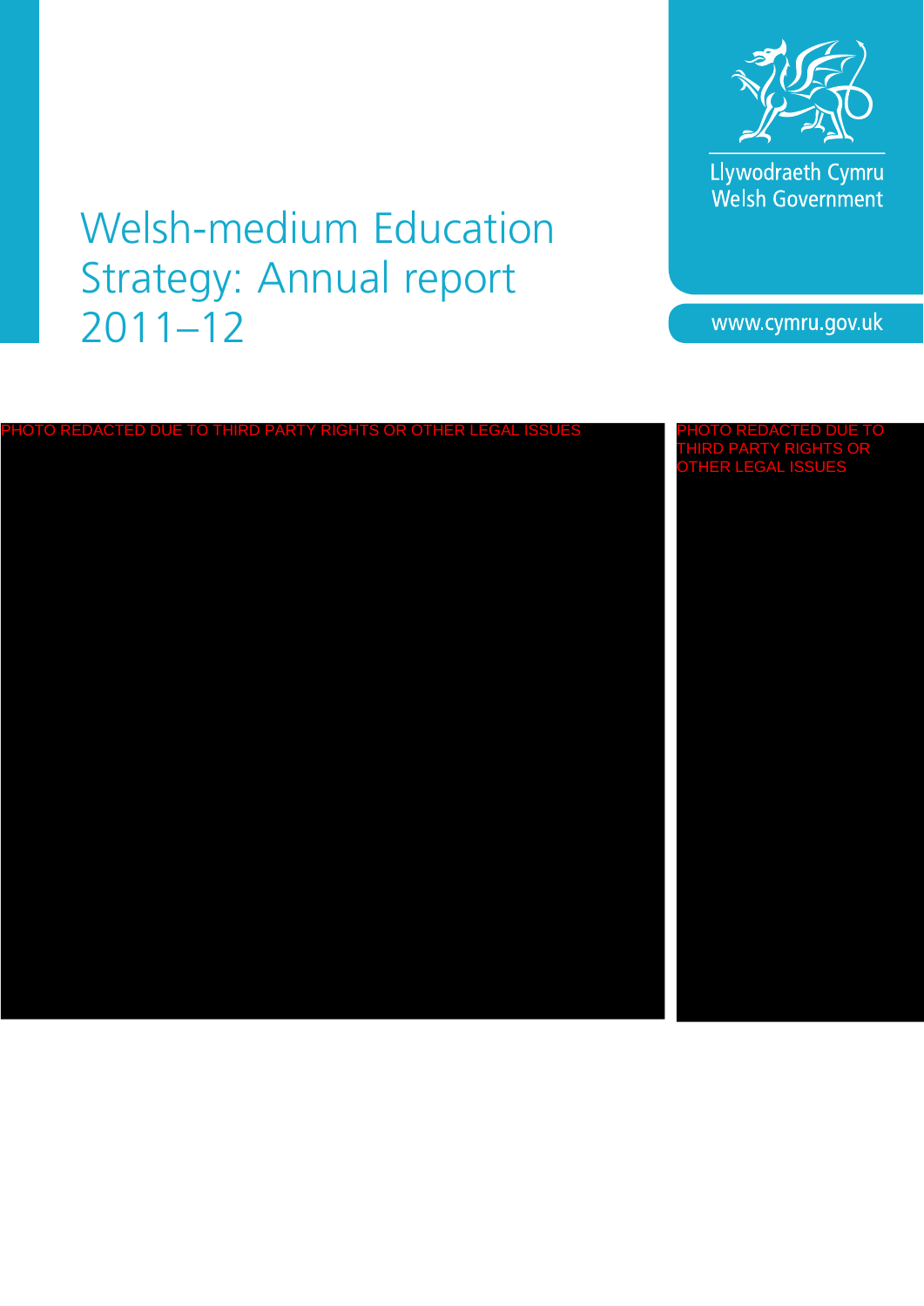# Welsh-medium Education Strategy: Annual report 2011–12

Llywodraeth Cymru
Welsh Government

www.cymru.gov.uk

PHOTO REDACTED DUE TO THIRD PARTY RIGHTS OR OTHER LEGAL ISSUES

PHOTO REDACTED DUE TO THIRD PARTY RIGHTS OR OTHER LEGAL ISSUES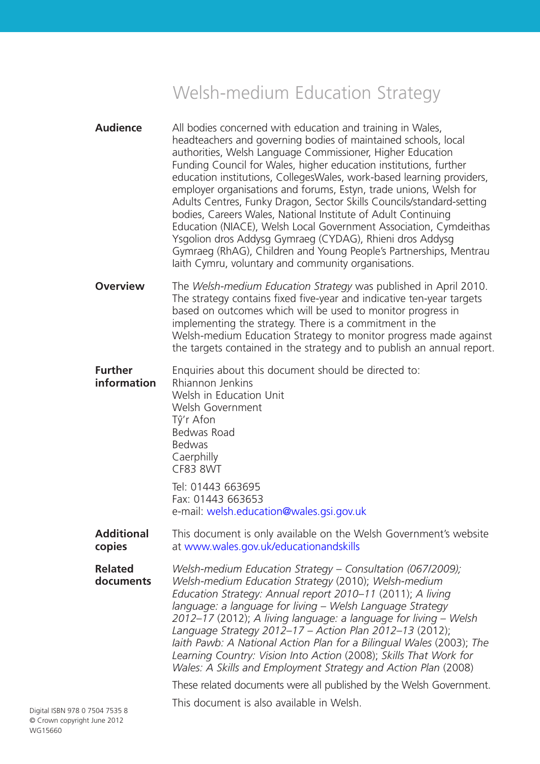# Welsh-medium Education Strategy

**Audience**

All bodies concerned with education and training in Wales, headteachers and governing bodies of maintained schools, local authorities, Welsh Language Commissioner, Higher Education Funding Council for Wales, higher education institutions, further education institutions, CollegesWales, work-based learning providers, employer organisations and forums, Estyn, trade unions, Welsh for Adults Centres, Funky Dragon, Sector Skills Councils/standard-setting bodies, Careers Wales, National Institute of Adult Continuing Education (NIACE), Welsh Local Government Association, Cymdeithas Ysgolion dros Addysg Gymraeg (CYDAG), Rhieni dros Addysg Gymraeg (RhAG), Children and Young People's Partnerships, Mentrau Iaith Cymru, voluntary and community organisations.

**Overview**

The *Welsh-medium Education Strategy* was published in April 2010. The strategy contains fixed five-year and indicative ten-year targets based on outcomes which will be used to monitor progress in implementing the strategy. There is a commitment in the Welsh-medium Education Strategy to monitor progress made against the targets contained in the strategy and to publish an annual report.

**Further information**

Enquiries about this document should be directed to:
Rhiannon Jenkins
Welsh in Education Unit
Welsh Government
Tŷ'r Afon
Bedwas Road
Bedwas
Caerphilly
CF83 8WT

Tel: 01443 663695
Fax: 01443 663653
e-mail: welsh.education@wales.gsi.gov.uk

**Additional copies**

This document is only available on the Welsh Government's website at www.wales.gov.uk/educationandskills

**Related documents**

*Welsh-medium Education Strategy – Consultation (067/2009); Welsh-medium Education Strategy* (2010); *Welsh-medium Education Strategy: Annual report 2010–11* (2011); *A living language: a language for living – Welsh Language Strategy 2012–17* (2012); *A living language: a language for living – Welsh Language Strategy 2012–17 – Action Plan 2012–13* (2012); *Iaith Pawb: A National Action Plan for a Bilingual Wales* (2003); *The Learning Country: Vision Into Action* (2008); *Skills That Work for Wales: A Skills and Employment Strategy and Action Plan* (2008)

These related documents were all published by the Welsh Government.

This document is also available in Welsh.

Digital ISBN 978 0 7504 7535 8
© Crown copyright June 2012
WG15660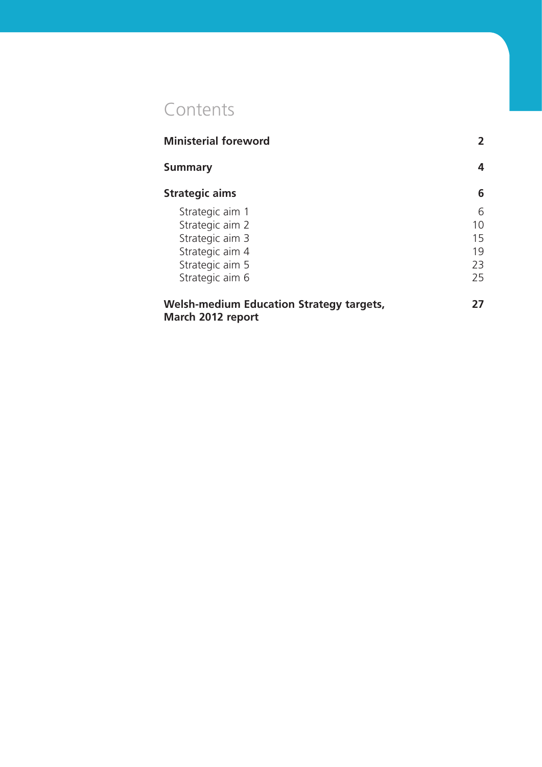# Contents

| | |
|---|---|
| **Ministerial foreword** | **2** |
| **Summary** | **4** |
| **Strategic aims** | **6** |
| Strategic aim 1 | 6 |
| Strategic aim 2 | 10 |
| Strategic aim 3 | 15 |
| Strategic aim 4 | 19 |
| Strategic aim 5 | 23 |
| Strategic aim 6 | 25 |
| **Welsh-medium Education Strategy targets, March 2012 report** | **27** |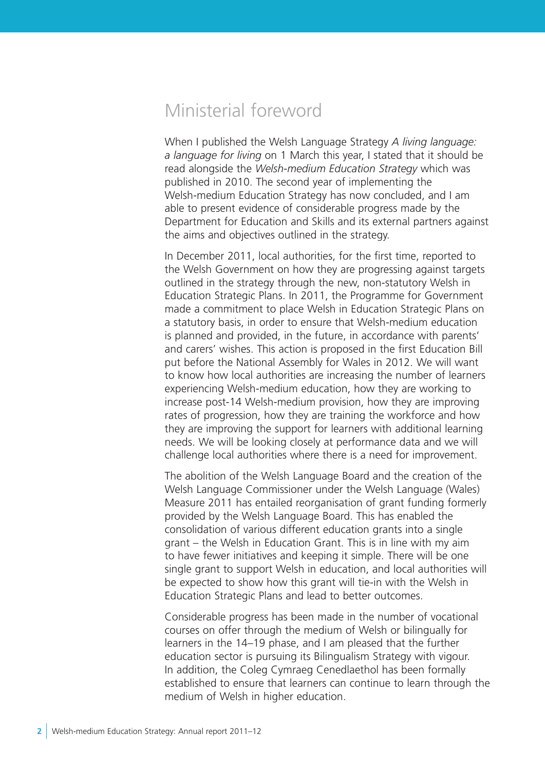# Ministerial foreword

When I published the Welsh Language Strategy *A living language: a language for living* on 1 March this year, I stated that it should be read alongside the *Welsh-medium Education Strategy* which was published in 2010. The second year of implementing the Welsh-medium Education Strategy has now concluded, and I am able to present evidence of considerable progress made by the Department for Education and Skills and its external partners against the aims and objectives outlined in the strategy.

In December 2011, local authorities, for the first time, reported to the Welsh Government on how they are progressing against targets outlined in the strategy through the new, non-statutory Welsh in Education Strategic Plans. In 2011, the Programme for Government made a commitment to place Welsh in Education Strategic Plans on a statutory basis, in order to ensure that Welsh-medium education is planned and provided, in the future, in accordance with parents' and carers' wishes. This action is proposed in the first Education Bill put before the National Assembly for Wales in 2012. We will want to know how local authorities are increasing the number of learners experiencing Welsh-medium education, how they are working to increase post-14 Welsh-medium provision, how they are improving rates of progression, how they are training the workforce and how they are improving the support for learners with additional learning needs. We will be looking closely at performance data and we will challenge local authorities where there is a need for improvement.

The abolition of the Welsh Language Board and the creation of the Welsh Language Commissioner under the Welsh Language (Wales) Measure 2011 has entailed reorganisation of grant funding formerly provided by the Welsh Language Board. This has enabled the consolidation of various different education grants into a single grant – the Welsh in Education Grant. This is in line with my aim to have fewer initiatives and keeping it simple. There will be one single grant to support Welsh in education, and local authorities will be expected to show how this grant will tie-in with the Welsh in Education Strategic Plans and lead to better outcomes.

Considerable progress has been made in the number of vocational courses on offer through the medium of Welsh or bilingually for learners in the 14–19 phase, and I am pleased that the further education sector is pursuing its Bilingualism Strategy with vigour. In addition, the Coleg Cymraeg Cenedlaethol has been formally established to ensure that learners can continue to learn through the medium of Welsh in higher education.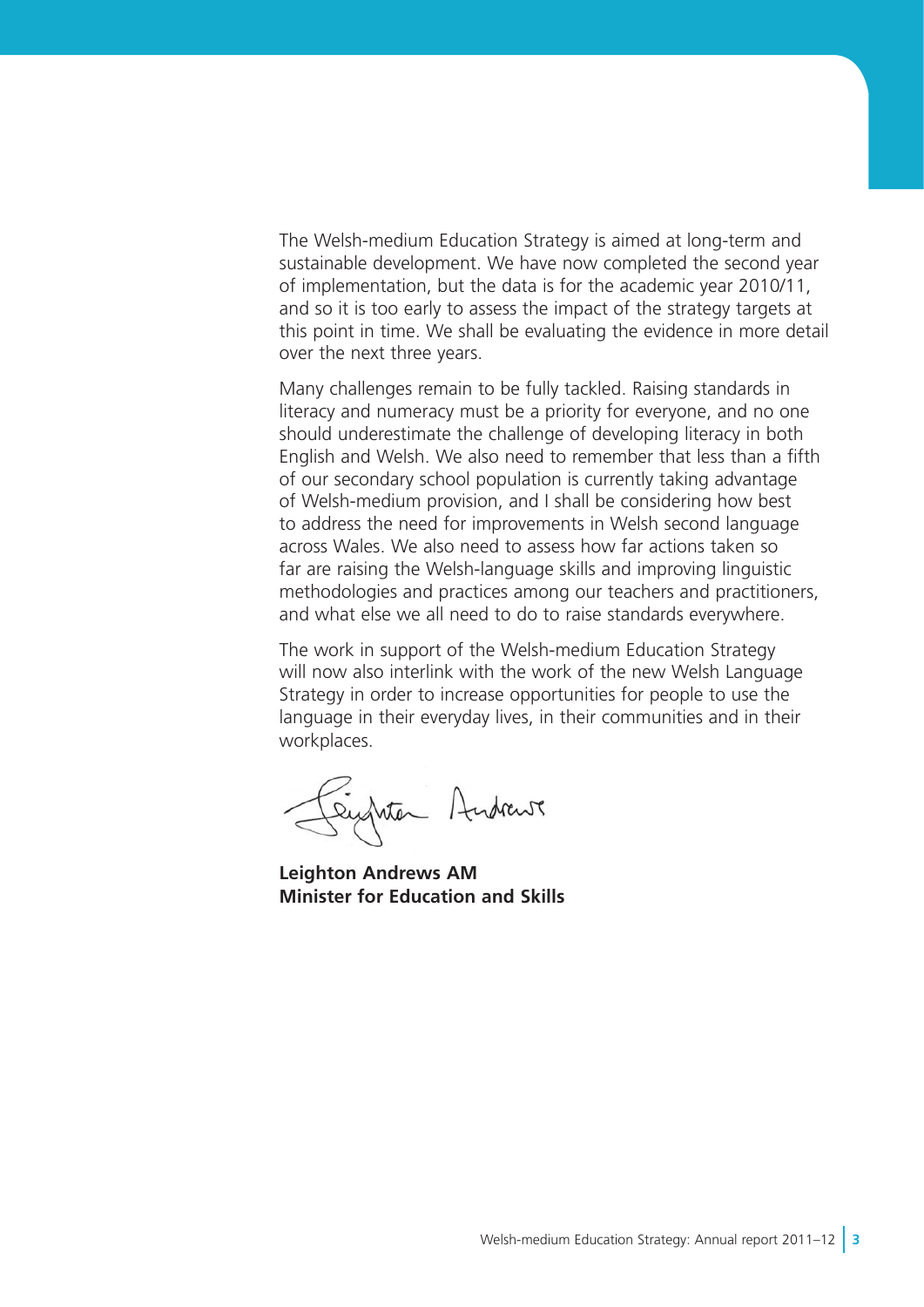The Welsh-medium Education Strategy is aimed at long-term and sustainable development. We have now completed the second year of implementation, but the data is for the academic year 2010/11, and so it is too early to assess the impact of the strategy targets at this point in time. We shall be evaluating the evidence in more detail over the next three years.

Many challenges remain to be fully tackled. Raising standards in literacy and numeracy must be a priority for everyone, and no one should underestimate the challenge of developing literacy in both English and Welsh. We also need to remember that less than a fifth of our secondary school population is currently taking advantage of Welsh-medium provision, and I shall be considering how best to address the need for improvements in Welsh second language across Wales. We also need to assess how far actions taken so far are raising the Welsh-language skills and improving linguistic methodologies and practices among our teachers and practitioners, and what else we all need to do to raise standards everywhere.

The work in support of the Welsh-medium Education Strategy will now also interlink with the work of the new Welsh Language Strategy in order to increase opportunities for people to use the language in their everyday lives, in their communities and in their workplaces.

**Leighton Andrews AM**
**Minister for Education and Skills**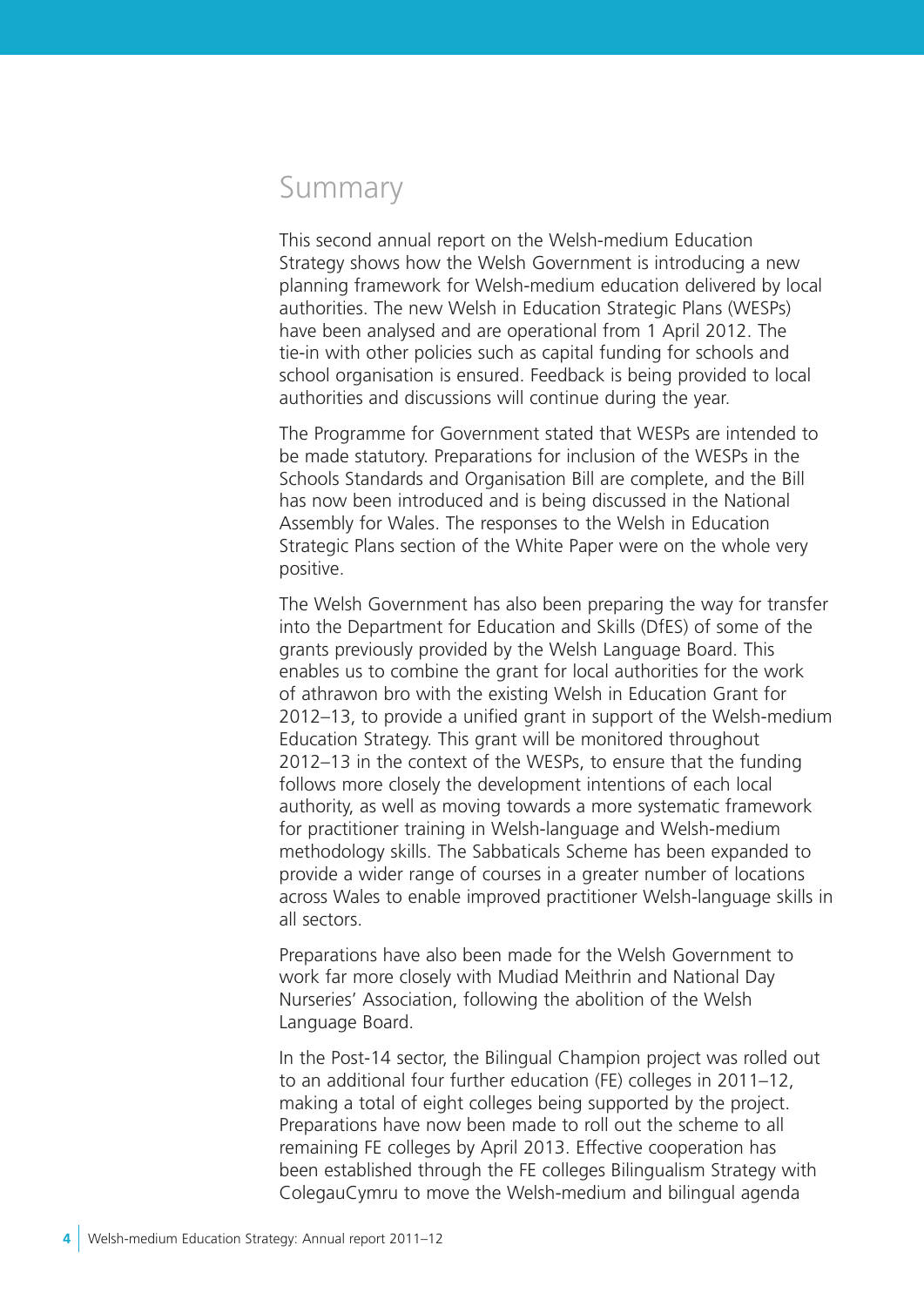# Summary

This second annual report on the Welsh-medium Education Strategy shows how the Welsh Government is introducing a new planning framework for Welsh-medium education delivered by local authorities. The new Welsh in Education Strategic Plans (WESPs) have been analysed and are operational from 1 April 2012. The tie-in with other policies such as capital funding for schools and school organisation is ensured. Feedback is being provided to local authorities and discussions will continue during the year.

The Programme for Government stated that WESPs are intended to be made statutory. Preparations for inclusion of the WESPs in the Schools Standards and Organisation Bill are complete, and the Bill has now been introduced and is being discussed in the National Assembly for Wales. The responses to the Welsh in Education Strategic Plans section of the White Paper were on the whole very positive.

The Welsh Government has also been preparing the way for transfer into the Department for Education and Skills (DfES) of some of the grants previously provided by the Welsh Language Board. This enables us to combine the grant for local authorities for the work of athrawon bro with the existing Welsh in Education Grant for 2012–13, to provide a unified grant in support of the Welsh-medium Education Strategy. This grant will be monitored throughout 2012–13 in the context of the WESPs, to ensure that the funding follows more closely the development intentions of each local authority, as well as moving towards a more systematic framework for practitioner training in Welsh-language and Welsh-medium methodology skills. The Sabbaticals Scheme has been expanded to provide a wider range of courses in a greater number of locations across Wales to enable improved practitioner Welsh-language skills in all sectors.

Preparations have also been made for the Welsh Government to work far more closely with Mudiad Meithrin and National Day Nurseries' Association, following the abolition of the Welsh Language Board.

In the Post-14 sector, the Bilingual Champion project was rolled out to an additional four further education (FE) colleges in 2011–12, making a total of eight colleges being supported by the project. Preparations have now been made to roll out the scheme to all remaining FE colleges by April 2013. Effective cooperation has been established through the FE colleges Bilingualism Strategy with ColegauCymru to move the Welsh-medium and bilingual agenda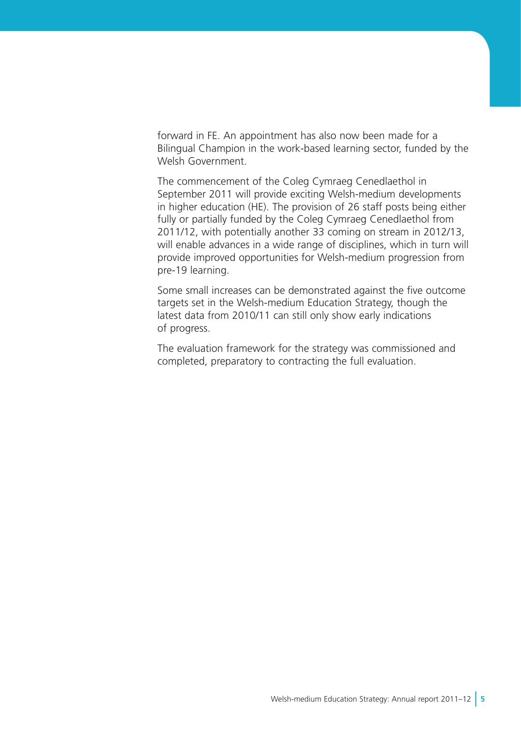forward in FE. An appointment has also now been made for a Bilingual Champion in the work-based learning sector, funded by the Welsh Government.

The commencement of the Coleg Cymraeg Cenedlaethol in September 2011 will provide exciting Welsh-medium developments in higher education (HE). The provision of 26 staff posts being either fully or partially funded by the Coleg Cymraeg Cenedlaethol from 2011/12, with potentially another 33 coming on stream in 2012/13, will enable advances in a wide range of disciplines, which in turn will provide improved opportunities for Welsh-medium progression from pre-19 learning.

Some small increases can be demonstrated against the five outcome targets set in the Welsh-medium Education Strategy, though the latest data from 2010/11 can still only show early indications of progress.

The evaluation framework for the strategy was commissioned and completed, preparatory to contracting the full evaluation.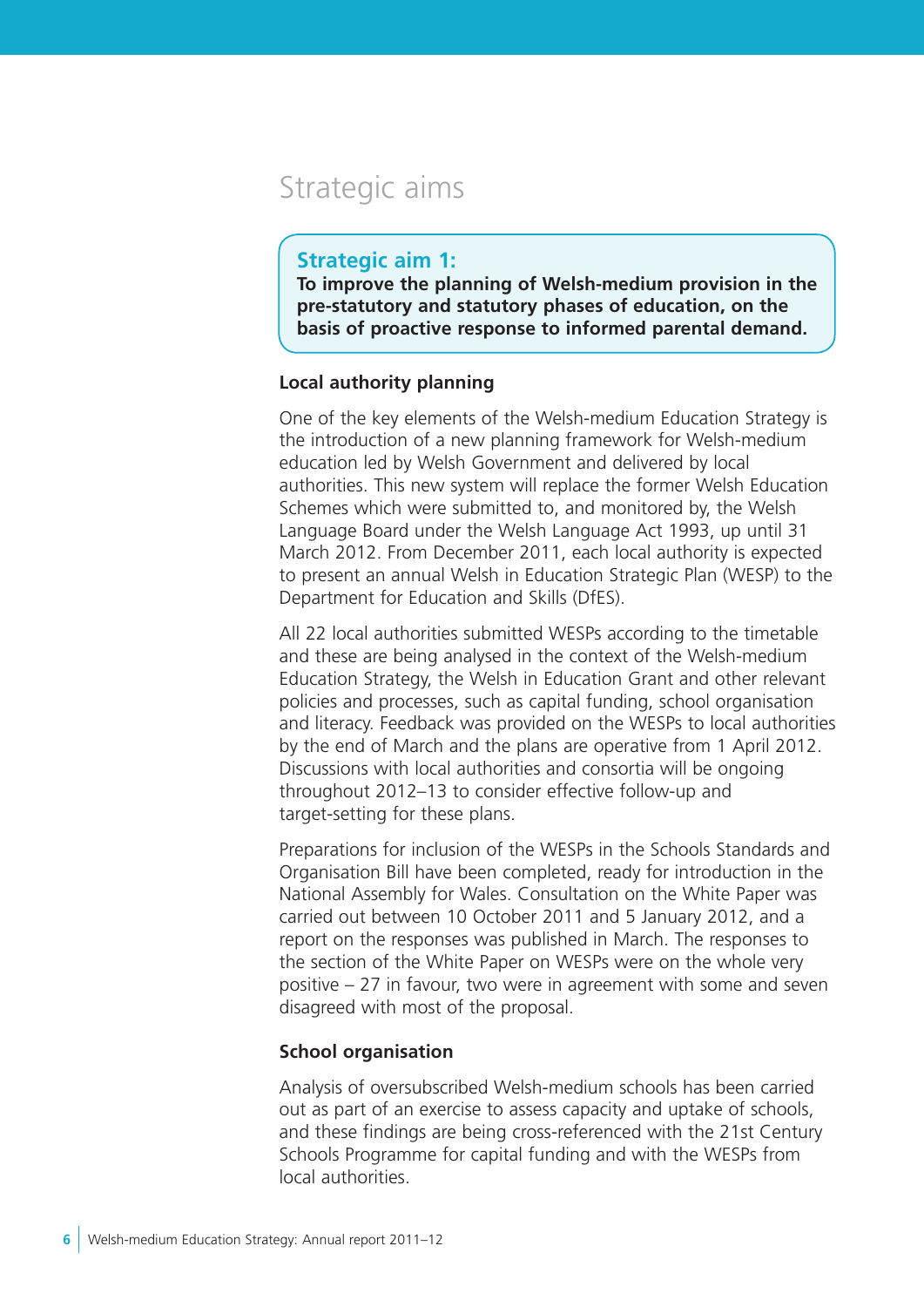# Strategic aims

## Strategic aim 1:

**To improve the planning of Welsh-medium provision in the pre-statutory and statutory phases of education, on the basis of proactive response to informed parental demand.**

### Local authority planning

One of the key elements of the Welsh-medium Education Strategy is the introduction of a new planning framework for Welsh-medium education led by Welsh Government and delivered by local authorities. This new system will replace the former Welsh Education Schemes which were submitted to, and monitored by, the Welsh Language Board under the Welsh Language Act 1993, up until 31 March 2012. From December 2011, each local authority is expected to present an annual Welsh in Education Strategic Plan (WESP) to the Department for Education and Skills (DfES).

All 22 local authorities submitted WESPs according to the timetable and these are being analysed in the context of the Welsh-medium Education Strategy, the Welsh in Education Grant and other relevant policies and processes, such as capital funding, school organisation and literacy. Feedback was provided on the WESPs to local authorities by the end of March and the plans are operative from 1 April 2012. Discussions with local authorities and consortia will be ongoing throughout 2012–13 to consider effective follow-up and target-setting for these plans.

Preparations for inclusion of the WESPs in the Schools Standards and Organisation Bill have been completed, ready for introduction in the National Assembly for Wales. Consultation on the White Paper was carried out between 10 October 2011 and 5 January 2012, and a report on the responses was published in March. The responses to the section of the White Paper on WESPs were on the whole very positive – 27 in favour, two were in agreement with some and seven disagreed with most of the proposal.

### School organisation

Analysis of oversubscribed Welsh-medium schools has been carried out as part of an exercise to assess capacity and uptake of schools, and these findings are being cross-referenced with the 21st Century Schools Programme for capital funding and with the WESPs from local authorities.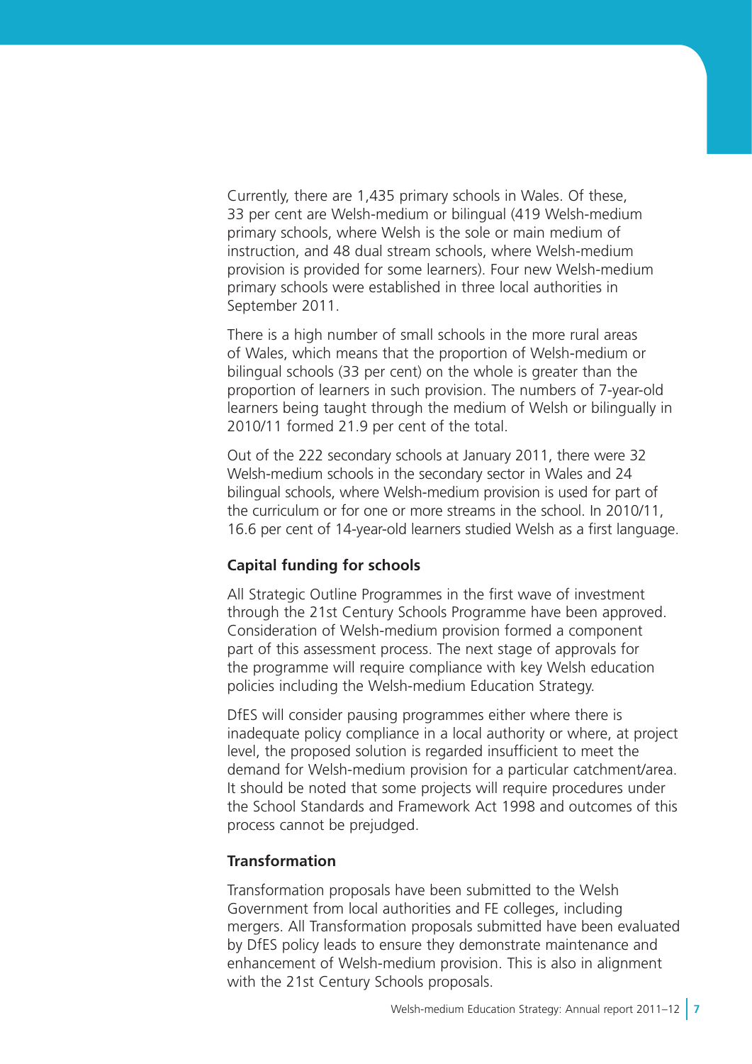Currently, there are 1,435 primary schools in Wales. Of these, 33 per cent are Welsh-medium or bilingual (419 Welsh-medium primary schools, where Welsh is the sole or main medium of instruction, and 48 dual stream schools, where Welsh-medium provision is provided for some learners). Four new Welsh-medium primary schools were established in three local authorities in September 2011.

There is a high number of small schools in the more rural areas of Wales, which means that the proportion of Welsh-medium or bilingual schools (33 per cent) on the whole is greater than the proportion of learners in such provision. The numbers of 7-year-old learners being taught through the medium of Welsh or bilingually in 2010/11 formed 21.9 per cent of the total.

Out of the 222 secondary schools at January 2011, there were 32 Welsh-medium schools in the secondary sector in Wales and 24 bilingual schools, where Welsh-medium provision is used for part of the curriculum or for one or more streams in the school. In 2010/11, 16.6 per cent of 14-year-old learners studied Welsh as a first language.

**Capital funding for schools**

All Strategic Outline Programmes in the first wave of investment through the 21st Century Schools Programme have been approved. Consideration of Welsh-medium provision formed a component part of this assessment process. The next stage of approvals for the programme will require compliance with key Welsh education policies including the Welsh-medium Education Strategy.

DfES will consider pausing programmes either where there is inadequate policy compliance in a local authority or where, at project level, the proposed solution is regarded insufficient to meet the demand for Welsh-medium provision for a particular catchment/area. It should be noted that some projects will require procedures under the School Standards and Framework Act 1998 and outcomes of this process cannot be prejudged.

**Transformation**

Transformation proposals have been submitted to the Welsh Government from local authorities and FE colleges, including mergers. All Transformation proposals submitted have been evaluated by DfES policy leads to ensure they demonstrate maintenance and enhancement of Welsh-medium provision. This is also in alignment with the 21st Century Schools proposals.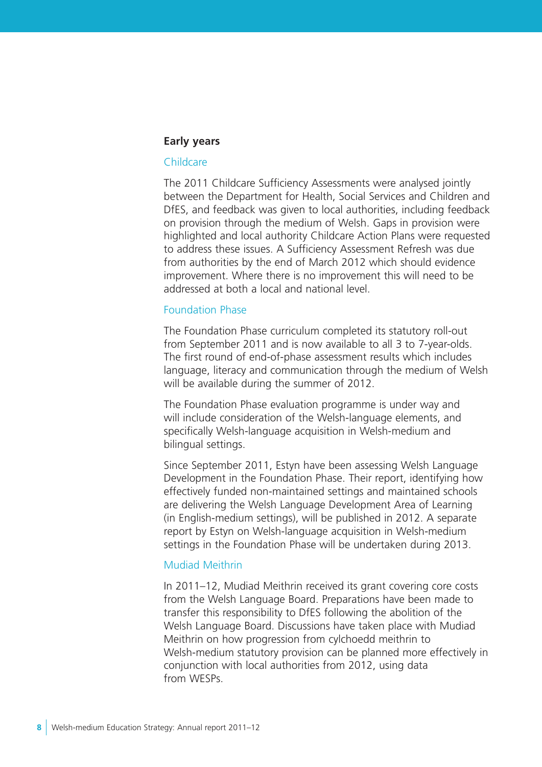## Early years

### Childcare

The 2011 Childcare Sufficiency Assessments were analysed jointly between the Department for Health, Social Services and Children and DfES, and feedback was given to local authorities, including feedback on provision through the medium of Welsh. Gaps in provision were highlighted and local authority Childcare Action Plans were requested to address these issues. A Sufficiency Assessment Refresh was due from authorities by the end of March 2012 which should evidence improvement. Where there is no improvement this will need to be addressed at both a local and national level.

### Foundation Phase

The Foundation Phase curriculum completed its statutory roll-out from September 2011 and is now available to all 3 to 7-year-olds. The first round of end-of-phase assessment results which includes language, literacy and communication through the medium of Welsh will be available during the summer of 2012.

The Foundation Phase evaluation programme is under way and will include consideration of the Welsh-language elements, and specifically Welsh-language acquisition in Welsh-medium and bilingual settings.

Since September 2011, Estyn have been assessing Welsh Language Development in the Foundation Phase. Their report, identifying how effectively funded non-maintained settings and maintained schools are delivering the Welsh Language Development Area of Learning (in English-medium settings), will be published in 2012. A separate report by Estyn on Welsh-language acquisition in Welsh-medium settings in the Foundation Phase will be undertaken during 2013.

### Mudiad Meithrin

In 2011–12, Mudiad Meithrin received its grant covering core costs from the Welsh Language Board. Preparations have been made to transfer this responsibility to DfES following the abolition of the Welsh Language Board. Discussions have taken place with Mudiad Meithrin on how progression from cylchoedd meithrin to Welsh-medium statutory provision can be planned more effectively in conjunction with local authorities from 2012, using data from WESPs.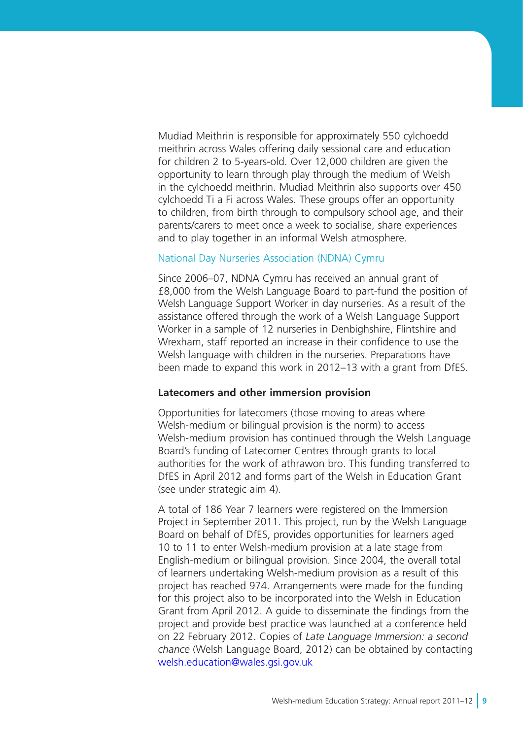Mudiad Meithrin is responsible for approximately 550 cylchoedd meithrin across Wales offering daily sessional care and education for children 2 to 5-years-old. Over 12,000 children are given the opportunity to learn through play through the medium of Welsh in the cylchoedd meithrin. Mudiad Meithrin also supports over 450 cylchoedd Ti a Fi across Wales. These groups offer an opportunity to children, from birth through to compulsory school age, and their parents/carers to meet once a week to socialise, share experiences and to play together in an informal Welsh atmosphere.

### National Day Nurseries Association (NDNA) Cymru

Since 2006–07, NDNA Cymru has received an annual grant of £8,000 from the Welsh Language Board to part-fund the position of Welsh Language Support Worker in day nurseries. As a result of the assistance offered through the work of a Welsh Language Support Worker in a sample of 12 nurseries in Denbighshire, Flintshire and Wrexham, staff reported an increase in their confidence to use the Welsh language with children in the nurseries. Preparations have been made to expand this work in 2012–13 with a grant from DfES.

## Latecomers and other immersion provision

Opportunities for latecomers (those moving to areas where Welsh-medium or bilingual provision is the norm) to access Welsh-medium provision has continued through the Welsh Language Board's funding of Latecomer Centres through grants to local authorities for the work of athrawon bro. This funding transferred to DfES in April 2012 and forms part of the Welsh in Education Grant (see under strategic aim 4).

A total of 186 Year 7 learners were registered on the Immersion Project in September 2011. This project, run by the Welsh Language Board on behalf of DfES, provides opportunities for learners aged 10 to 11 to enter Welsh-medium provision at a late stage from English-medium or bilingual provision. Since 2004, the overall total of learners undertaking Welsh-medium provision as a result of this project has reached 974. Arrangements were made for the funding for this project also to be incorporated into the Welsh in Education Grant from April 2012. A guide to disseminate the findings from the project and provide best practice was launched at a conference held on 22 February 2012. Copies of *Late Language Immersion: a second chance* (Welsh Language Board, 2012) can be obtained by contacting welsh.education@wales.gsi.gov.uk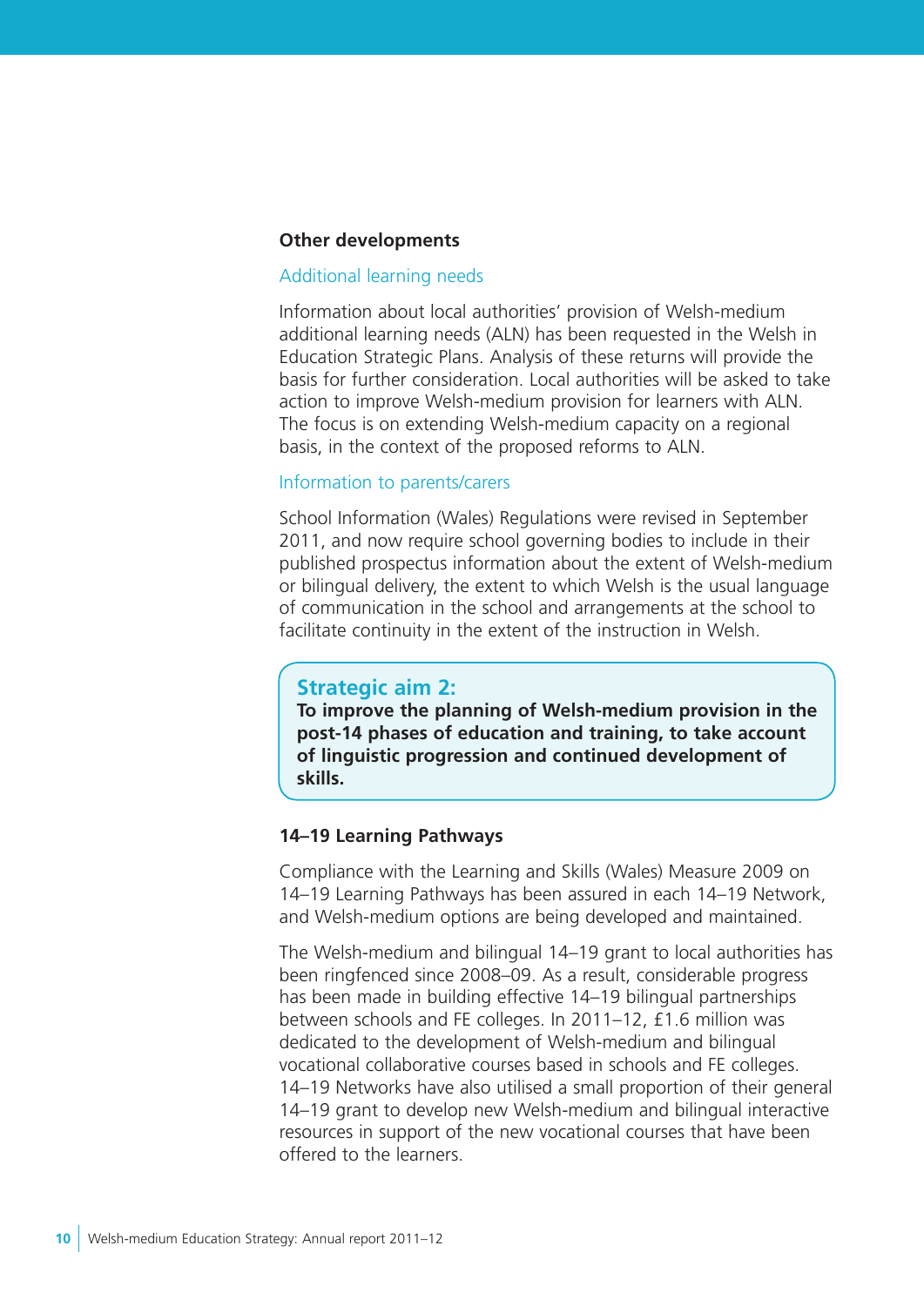## Other developments

### Additional learning needs

Information about local authorities' provision of Welsh-medium additional learning needs (ALN) has been requested in the Welsh in Education Strategic Plans. Analysis of these returns will provide the basis for further consideration. Local authorities will be asked to take action to improve Welsh-medium provision for learners with ALN. The focus is on extending Welsh-medium capacity on a regional basis, in the context of the proposed reforms to ALN.

### Information to parents/carers

School Information (Wales) Regulations were revised in September 2011, and now require school governing bodies to include in their published prospectus information about the extent of Welsh-medium or bilingual delivery, the extent to which Welsh is the usual language of communication in the school and arrangements at the school to facilitate continuity in the extent of the instruction in Welsh.

> **Strategic aim 2:**
> **To improve the planning of Welsh-medium provision in the post-14 phases of education and training, to take account of linguistic progression and continued development of skills.**

## 14–19 Learning Pathways

Compliance with the Learning and Skills (Wales) Measure 2009 on 14–19 Learning Pathways has been assured in each 14–19 Network, and Welsh-medium options are being developed and maintained.

The Welsh-medium and bilingual 14–19 grant to local authorities has been ringfenced since 2008–09. As a result, considerable progress has been made in building effective 14–19 bilingual partnerships between schools and FE colleges. In 2011–12, £1.6 million was dedicated to the development of Welsh-medium and bilingual vocational collaborative courses based in schools and FE colleges. 14–19 Networks have also utilised a small proportion of their general 14–19 grant to develop new Welsh-medium and bilingual interactive resources in support of the new vocational courses that have been offered to the learners.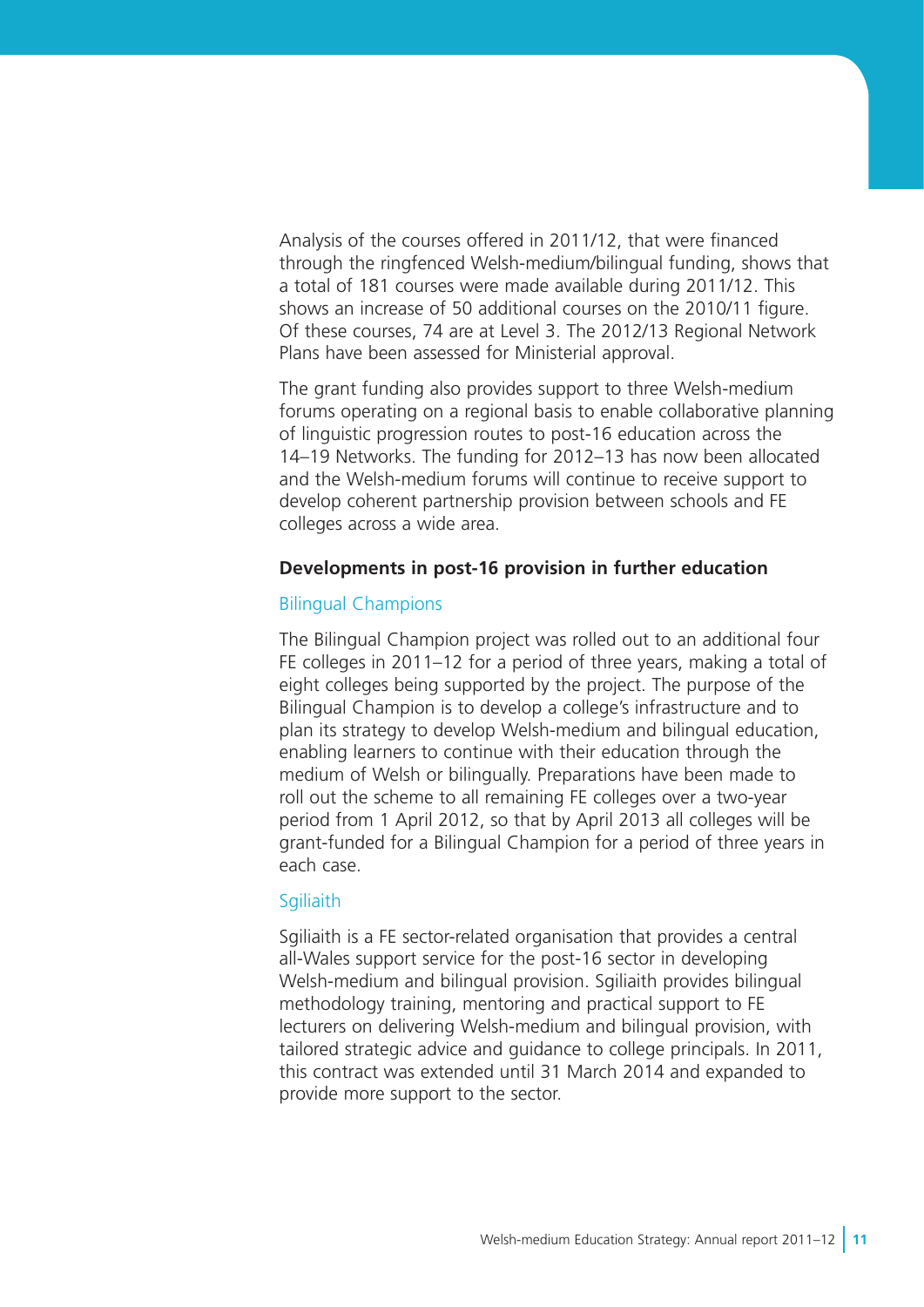Analysis of the courses offered in 2011/12, that were financed through the ringfenced Welsh-medium/bilingual funding, shows that a total of 181 courses were made available during 2011/12. This shows an increase of 50 additional courses on the 2010/11 figure. Of these courses, 74 are at Level 3. The 2012/13 Regional Network Plans have been assessed for Ministerial approval.

The grant funding also provides support to three Welsh-medium forums operating on a regional basis to enable collaborative planning of linguistic progression routes to post-16 education across the 14–19 Networks. The funding for 2012–13 has now been allocated and the Welsh-medium forums will continue to receive support to develop coherent partnership provision between schools and FE colleges across a wide area.

### Developments in post-16 provision in further education

#### Bilingual Champions

The Bilingual Champion project was rolled out to an additional four FE colleges in 2011–12 for a period of three years, making a total of eight colleges being supported by the project. The purpose of the Bilingual Champion is to develop a college's infrastructure and to plan its strategy to develop Welsh-medium and bilingual education, enabling learners to continue with their education through the medium of Welsh or bilingually. Preparations have been made to roll out the scheme to all remaining FE colleges over a two-year period from 1 April 2012, so that by April 2013 all colleges will be grant-funded for a Bilingual Champion for a period of three years in each case.

#### Sgiliaith

Sgiliaith is a FE sector-related organisation that provides a central all-Wales support service for the post-16 sector in developing Welsh-medium and bilingual provision. Sgiliaith provides bilingual methodology training, mentoring and practical support to FE lecturers on delivering Welsh-medium and bilingual provision, with tailored strategic advice and guidance to college principals. In 2011, this contract was extended until 31 March 2014 and expanded to provide more support to the sector.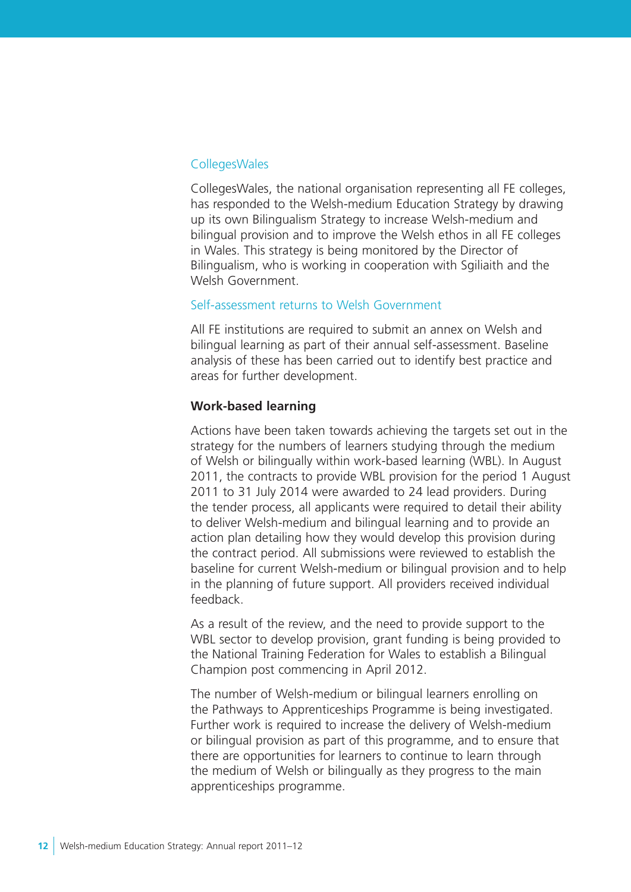### CollegesWales

CollegesWales, the national organisation representing all FE colleges, has responded to the Welsh-medium Education Strategy by drawing up its own Bilingualism Strategy to increase Welsh-medium and bilingual provision and to improve the Welsh ethos in all FE colleges in Wales. This strategy is being monitored by the Director of Bilingualism, who is working in cooperation with Sgiliaith and the Welsh Government.

### Self-assessment returns to Welsh Government

All FE institutions are required to submit an annex on Welsh and bilingual learning as part of their annual self-assessment. Baseline analysis of these has been carried out to identify best practice and areas for further development.

## Work-based learning

Actions have been taken towards achieving the targets set out in the strategy for the numbers of learners studying through the medium of Welsh or bilingually within work-based learning (WBL). In August 2011, the contracts to provide WBL provision for the period 1 August 2011 to 31 July 2014 were awarded to 24 lead providers. During the tender process, all applicants were required to detail their ability to deliver Welsh-medium and bilingual learning and to provide an action plan detailing how they would develop this provision during the contract period. All submissions were reviewed to establish the baseline for current Welsh-medium or bilingual provision and to help in the planning of future support. All providers received individual feedback.

As a result of the review, and the need to provide support to the WBL sector to develop provision, grant funding is being provided to the National Training Federation for Wales to establish a Bilingual Champion post commencing in April 2012.

The number of Welsh-medium or bilingual learners enrolling on the Pathways to Apprenticeships Programme is being investigated. Further work is required to increase the delivery of Welsh-medium or bilingual provision as part of this programme, and to ensure that there are opportunities for learners to continue to learn through the medium of Welsh or bilingually as they progress to the main apprenticeships programme.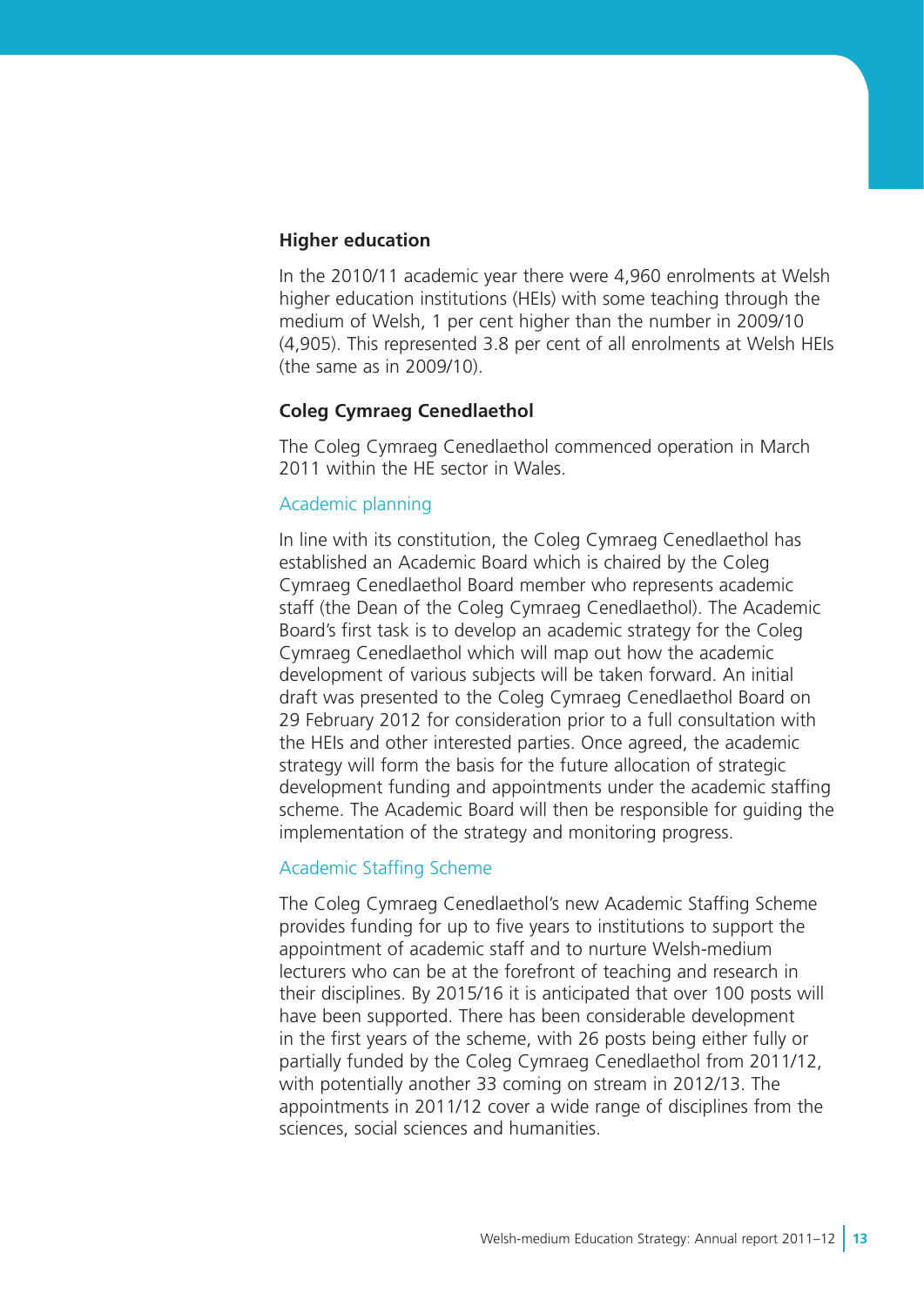## Higher education

In the 2010/11 academic year there were 4,960 enrolments at Welsh higher education institutions (HEIs) with some teaching through the medium of Welsh, 1 per cent higher than the number in 2009/10 (4,905). This represented 3.8 per cent of all enrolments at Welsh HEIs (the same as in 2009/10).

## Coleg Cymraeg Cenedlaethol

The Coleg Cymraeg Cenedlaethol commenced operation in March 2011 within the HE sector in Wales.

### Academic planning

In line with its constitution, the Coleg Cymraeg Cenedlaethol has established an Academic Board which is chaired by the Coleg Cymraeg Cenedlaethol Board member who represents academic staff (the Dean of the Coleg Cymraeg Cenedlaethol). The Academic Board's first task is to develop an academic strategy for the Coleg Cymraeg Cenedlaethol which will map out how the academic development of various subjects will be taken forward. An initial draft was presented to the Coleg Cymraeg Cenedlaethol Board on 29 February 2012 for consideration prior to a full consultation with the HEIs and other interested parties. Once agreed, the academic strategy will form the basis for the future allocation of strategic development funding and appointments under the academic staffing scheme. The Academic Board will then be responsible for guiding the implementation of the strategy and monitoring progress.

### Academic Staffing Scheme

The Coleg Cymraeg Cenedlaethol's new Academic Staffing Scheme provides funding for up to five years to institutions to support the appointment of academic staff and to nurture Welsh-medium lecturers who can be at the forefront of teaching and research in their disciplines. By 2015/16 it is anticipated that over 100 posts will have been supported. There has been considerable development in the first years of the scheme, with 26 posts being either fully or partially funded by the Coleg Cymraeg Cenedlaethol from 2011/12, with potentially another 33 coming on stream in 2012/13. The appointments in 2011/12 cover a wide range of disciplines from the sciences, social sciences and humanities.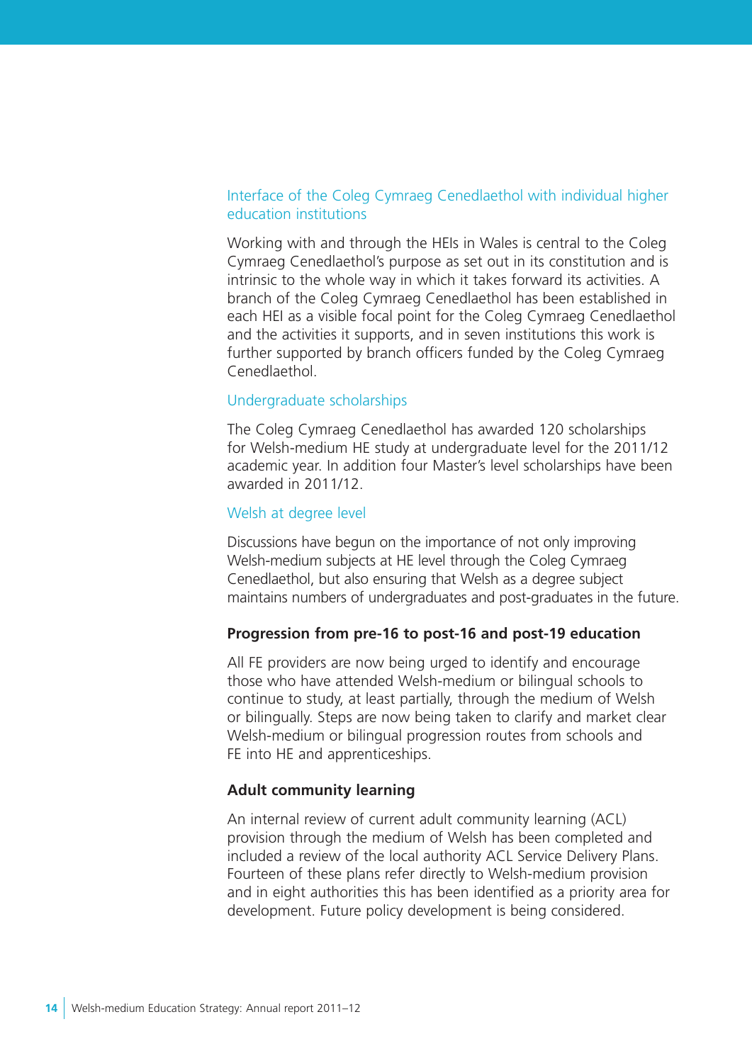### Interface of the Coleg Cymraeg Cenedlaethol with individual higher education institutions

Working with and through the HEIs in Wales is central to the Coleg Cymraeg Cenedlaethol's purpose as set out in its constitution and is intrinsic to the whole way in which it takes forward its activities. A branch of the Coleg Cymraeg Cenedlaethol has been established in each HEI as a visible focal point for the Coleg Cymraeg Cenedlaethol and the activities it supports, and in seven institutions this work is further supported by branch officers funded by the Coleg Cymraeg Cenedlaethol.

### Undergraduate scholarships

The Coleg Cymraeg Cenedlaethol has awarded 120 scholarships for Welsh-medium HE study at undergraduate level for the 2011/12 academic year. In addition four Master's level scholarships have been awarded in 2011/12.

### Welsh at degree level

Discussions have begun on the importance of not only improving Welsh-medium subjects at HE level through the Coleg Cymraeg Cenedlaethol, but also ensuring that Welsh as a degree subject maintains numbers of undergraduates and post-graduates in the future.

## Progression from pre-16 to post-16 and post-19 education

All FE providers are now being urged to identify and encourage those who have attended Welsh-medium or bilingual schools to continue to study, at least partially, through the medium of Welsh or bilingually. Steps are now being taken to clarify and market clear Welsh-medium or bilingual progression routes from schools and FE into HE and apprenticeships.

## Adult community learning

An internal review of current adult community learning (ACL) provision through the medium of Welsh has been completed and included a review of the local authority ACL Service Delivery Plans. Fourteen of these plans refer directly to Welsh-medium provision and in eight authorities this has been identified as a priority area for development. Future policy development is being considered.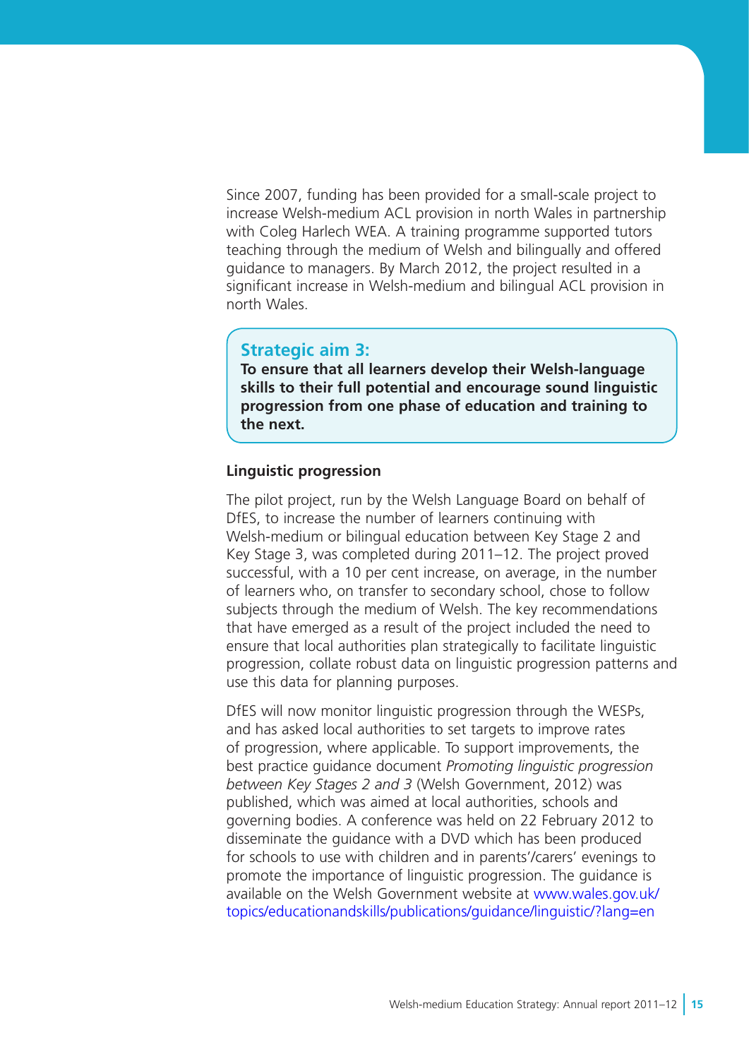Since 2007, funding has been provided for a small-scale project to increase Welsh-medium ACL provision in north Wales in partnership with Coleg Harlech WEA. A training programme supported tutors teaching through the medium of Welsh and bilingually and offered guidance to managers. By March 2012, the project resulted in a significant increase in Welsh-medium and bilingual ACL provision in north Wales.

> **Strategic aim 3:**
> **To ensure that all learners develop their Welsh-language skills to their full potential and encourage sound linguistic progression from one phase of education and training to the next.**

#### Linguistic progression

The pilot project, run by the Welsh Language Board on behalf of DfES, to increase the number of learners continuing with Welsh-medium or bilingual education between Key Stage 2 and Key Stage 3, was completed during 2011–12. The project proved successful, with a 10 per cent increase, on average, in the number of learners who, on transfer to secondary school, chose to follow subjects through the medium of Welsh. The key recommendations that have emerged as a result of the project included the need to ensure that local authorities plan strategically to facilitate linguistic progression, collate robust data on linguistic progression patterns and use this data for planning purposes.

DfES will now monitor linguistic progression through the WESPs, and has asked local authorities to set targets to improve rates of progression, where applicable. To support improvements, the best practice guidance document *Promoting linguistic progression between Key Stages 2 and 3* (Welsh Government, 2012) was published, which was aimed at local authorities, schools and governing bodies. A conference was held on 22 February 2012 to disseminate the guidance with a DVD which has been produced for schools to use with children and in parents'/carers' evenings to promote the importance of linguistic progression. The guidance is available on the Welsh Government website at www.wales.gov.uk/topics/educationandskills/publications/guidance/linguistic/?lang=en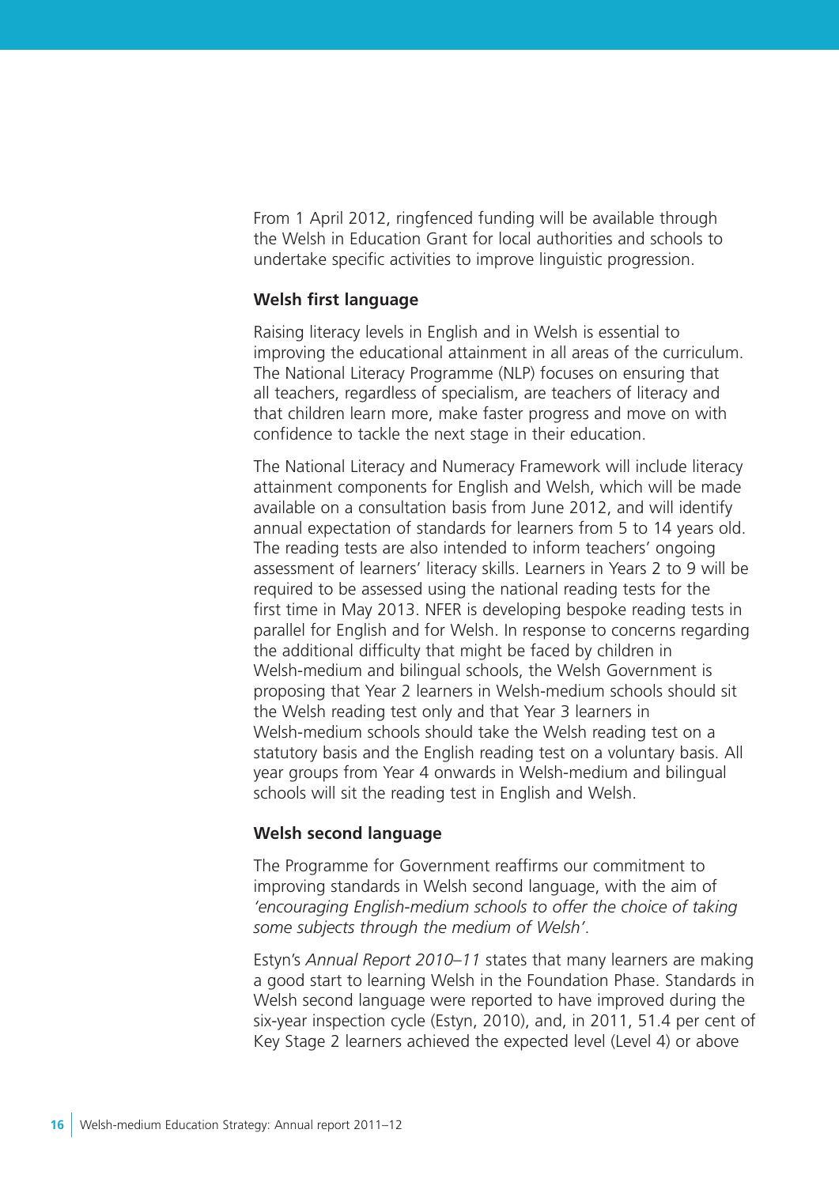From 1 April 2012, ringfenced funding will be available through the Welsh in Education Grant for local authorities and schools to undertake specific activities to improve linguistic progression.

### Welsh first language

Raising literacy levels in English and in Welsh is essential to improving the educational attainment in all areas of the curriculum. The National Literacy Programme (NLP) focuses on ensuring that all teachers, regardless of specialism, are teachers of literacy and that children learn more, make faster progress and move on with confidence to tackle the next stage in their education.

The National Literacy and Numeracy Framework will include literacy attainment components for English and Welsh, which will be made available on a consultation basis from June 2012, and will identify annual expectation of standards for learners from 5 to 14 years old. The reading tests are also intended to inform teachers' ongoing assessment of learners' literacy skills. Learners in Years 2 to 9 will be required to be assessed using the national reading tests for the first time in May 2013. NFER is developing bespoke reading tests in parallel for English and for Welsh. In response to concerns regarding the additional difficulty that might be faced by children in Welsh-medium and bilingual schools, the Welsh Government is proposing that Year 2 learners in Welsh-medium schools should sit the Welsh reading test only and that Year 3 learners in Welsh-medium schools should take the Welsh reading test on a statutory basis and the English reading test on a voluntary basis. All year groups from Year 4 onwards in Welsh-medium and bilingual schools will sit the reading test in English and Welsh.

### Welsh second language

The Programme for Government reaffirms our commitment to improving standards in Welsh second language, with the aim of *'encouraging English-medium schools to offer the choice of taking some subjects through the medium of Welsh'*.

Estyn's *Annual Report 2010–11* states that many learners are making a good start to learning Welsh in the Foundation Phase. Standards in Welsh second language were reported to have improved during the six-year inspection cycle (Estyn, 2010), and, in 2011, 51.4 per cent of Key Stage 2 learners achieved the expected level (Level 4) or above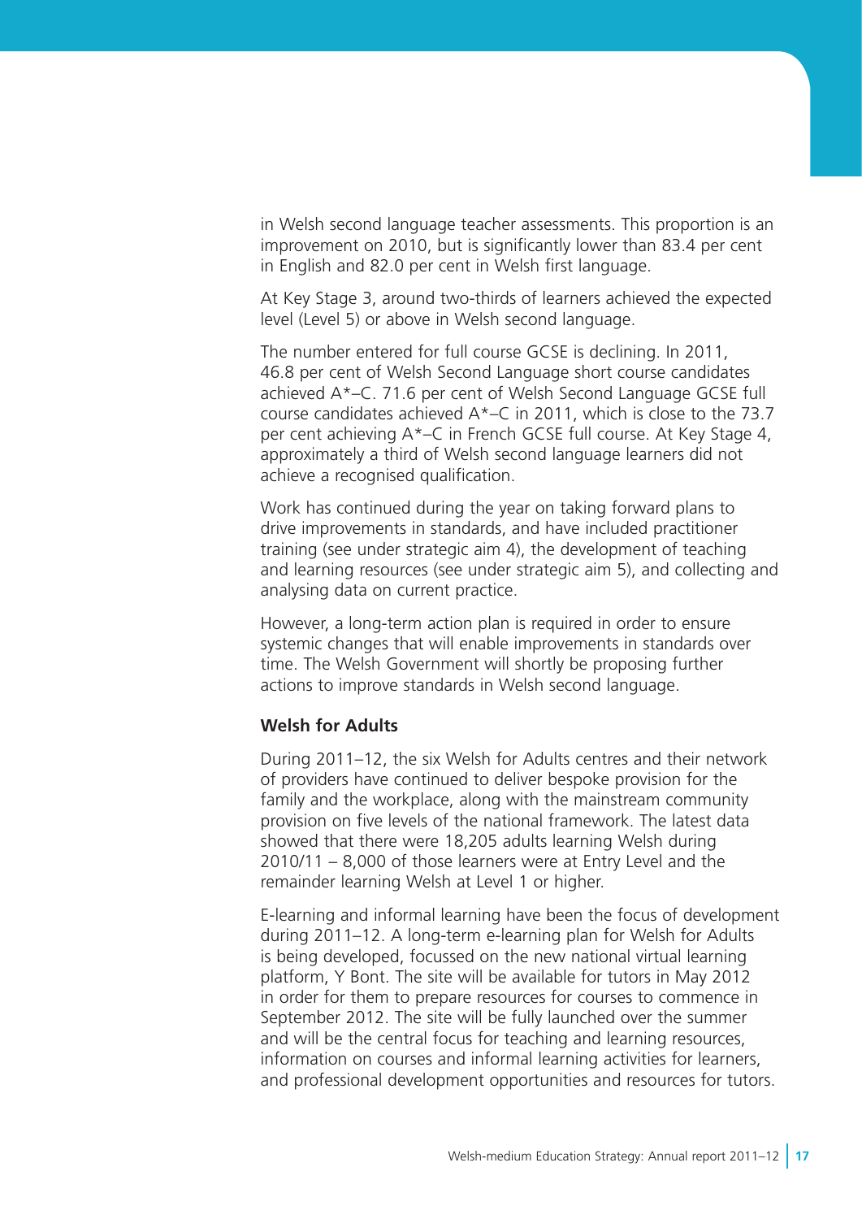in Welsh second language teacher assessments. This proportion is an improvement on 2010, but is significantly lower than 83.4 per cent in English and 82.0 per cent in Welsh first language.

At Key Stage 3, around two-thirds of learners achieved the expected level (Level 5) or above in Welsh second language.

The number entered for full course GCSE is declining. In 2011, 46.8 per cent of Welsh Second Language short course candidates achieved A*–C. 71.6 per cent of Welsh Second Language GCSE full course candidates achieved A*–C in 2011, which is close to the 73.7 per cent achieving A*–C in French GCSE full course. At Key Stage 4, approximately a third of Welsh second language learners did not achieve a recognised qualification.

Work has continued during the year on taking forward plans to drive improvements in standards, and have included practitioner training (see under strategic aim 4), the development of teaching and learning resources (see under strategic aim 5), and collecting and analysing data on current practice.

However, a long-term action plan is required in order to ensure systemic changes that will enable improvements in standards over time. The Welsh Government will shortly be proposing further actions to improve standards in Welsh second language.

**Welsh for Adults**

During 2011–12, the six Welsh for Adults centres and their network of providers have continued to deliver bespoke provision for the family and the workplace, along with the mainstream community provision on five levels of the national framework. The latest data showed that there were 18,205 adults learning Welsh during 2010/11 – 8,000 of those learners were at Entry Level and the remainder learning Welsh at Level 1 or higher.

E-learning and informal learning have been the focus of development during 2011–12. A long-term e-learning plan for Welsh for Adults is being developed, focussed on the new national virtual learning platform, Y Bont. The site will be available for tutors in May 2012 in order for them to prepare resources for courses to commence in September 2012. The site will be fully launched over the summer and will be the central focus for teaching and learning resources, information on courses and informal learning activities for learners, and professional development opportunities and resources for tutors.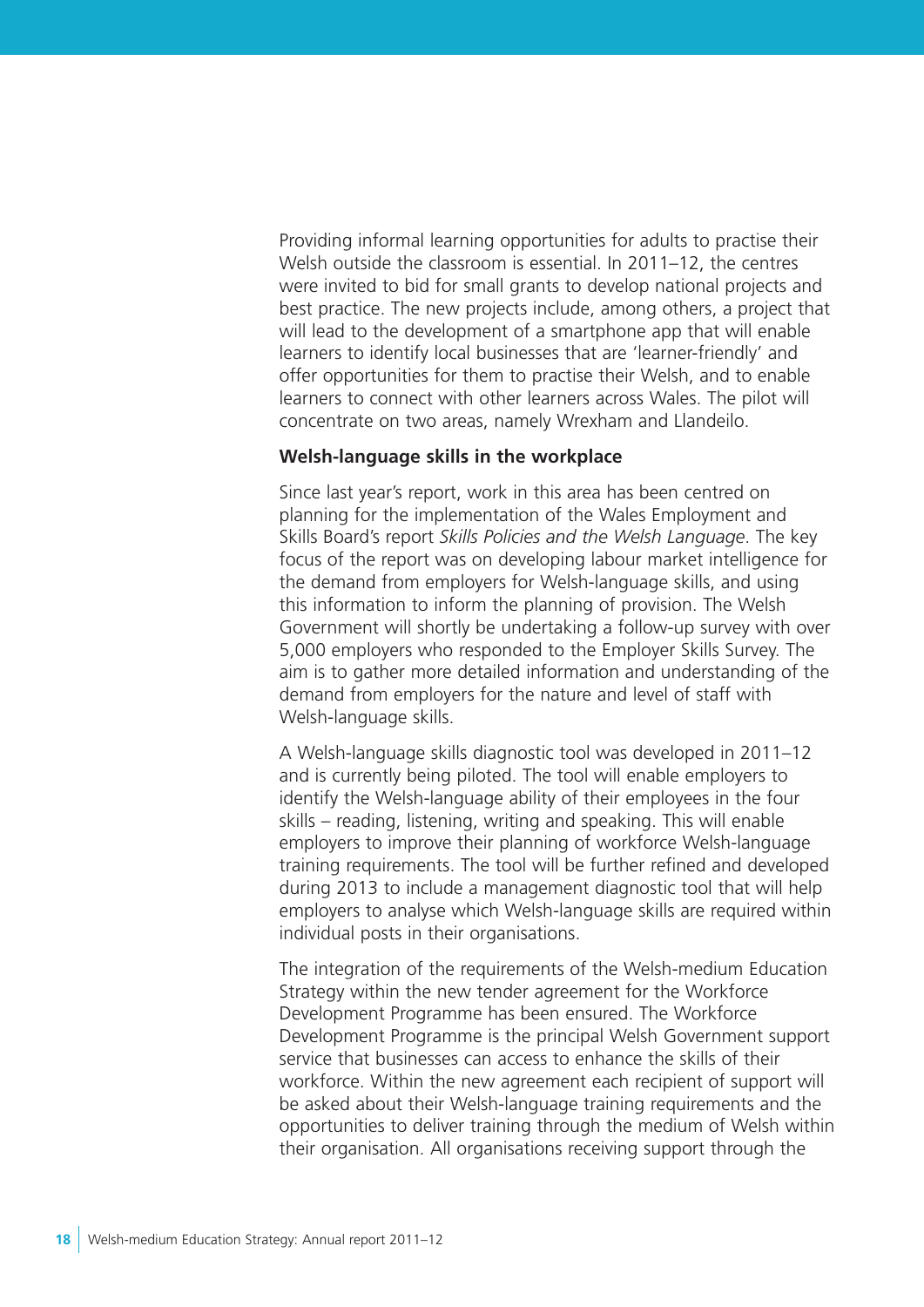Providing informal learning opportunities for adults to practise their Welsh outside the classroom is essential. In 2011–12, the centres were invited to bid for small grants to develop national projects and best practice. The new projects include, among others, a project that will lead to the development of a smartphone app that will enable learners to identify local businesses that are 'learner-friendly' and offer opportunities for them to practise their Welsh, and to enable learners to connect with other learners across Wales. The pilot will concentrate on two areas, namely Wrexham and Llandeilo.

**Welsh-language skills in the workplace**

Since last year's report, work in this area has been centred on planning for the implementation of the Wales Employment and Skills Board's report *Skills Policies and the Welsh Language*. The key focus of the report was on developing labour market intelligence for the demand from employers for Welsh-language skills, and using this information to inform the planning of provision. The Welsh Government will shortly be undertaking a follow-up survey with over 5,000 employers who responded to the Employer Skills Survey. The aim is to gather more detailed information and understanding of the demand from employers for the nature and level of staff with Welsh-language skills.

A Welsh-language skills diagnostic tool was developed in 2011–12 and is currently being piloted. The tool will enable employers to identify the Welsh-language ability of their employees in the four skills – reading, listening, writing and speaking. This will enable employers to improve their planning of workforce Welsh-language training requirements. The tool will be further refined and developed during 2013 to include a management diagnostic tool that will help employers to analyse which Welsh-language skills are required within individual posts in their organisations.

The integration of the requirements of the Welsh-medium Education Strategy within the new tender agreement for the Workforce Development Programme has been ensured. The Workforce Development Programme is the principal Welsh Government support service that businesses can access to enhance the skills of their workforce. Within the new agreement each recipient of support will be asked about their Welsh-language training requirements and the opportunities to deliver training through the medium of Welsh within their organisation. All organisations receiving support through the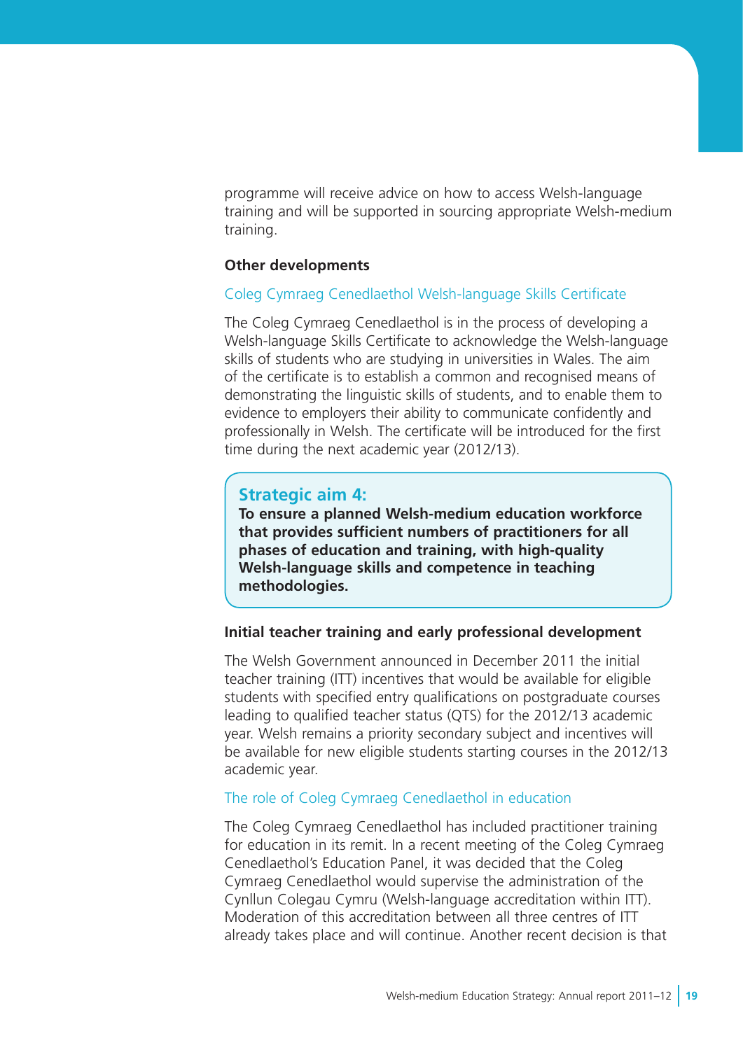programme will receive advice on how to access Welsh-language training and will be supported in sourcing appropriate Welsh-medium training.

### Other developments

#### Coleg Cymraeg Cenedlaethol Welsh-language Skills Certificate

The Coleg Cymraeg Cenedlaethol is in the process of developing a Welsh-language Skills Certificate to acknowledge the Welsh-language skills of students who are studying in universities in Wales. The aim of the certificate is to establish a common and recognised means of demonstrating the linguistic skills of students, and to enable them to evidence to employers their ability to communicate confidently and professionally in Welsh. The certificate will be introduced for the first time during the next academic year (2012/13).

> **Strategic aim 4:**
> **To ensure a planned Welsh-medium education workforce that provides sufficient numbers of practitioners for all phases of education and training, with high-quality Welsh-language skills and competence in teaching methodologies.**

### Initial teacher training and early professional development

The Welsh Government announced in December 2011 the initial teacher training (ITT) incentives that would be available for eligible students with specified entry qualifications on postgraduate courses leading to qualified teacher status (QTS) for the 2012/13 academic year. Welsh remains a priority secondary subject and incentives will be available for new eligible students starting courses in the 2012/13 academic year.

#### The role of Coleg Cymraeg Cenedlaethol in education

The Coleg Cymraeg Cenedlaethol has included practitioner training for education in its remit. In a recent meeting of the Coleg Cymraeg Cenedlaethol's Education Panel, it was decided that the Coleg Cymraeg Cenedlaethol would supervise the administration of the Cynllun Colegau Cymru (Welsh-language accreditation within ITT). Moderation of this accreditation between all three centres of ITT already takes place and will continue. Another recent decision is that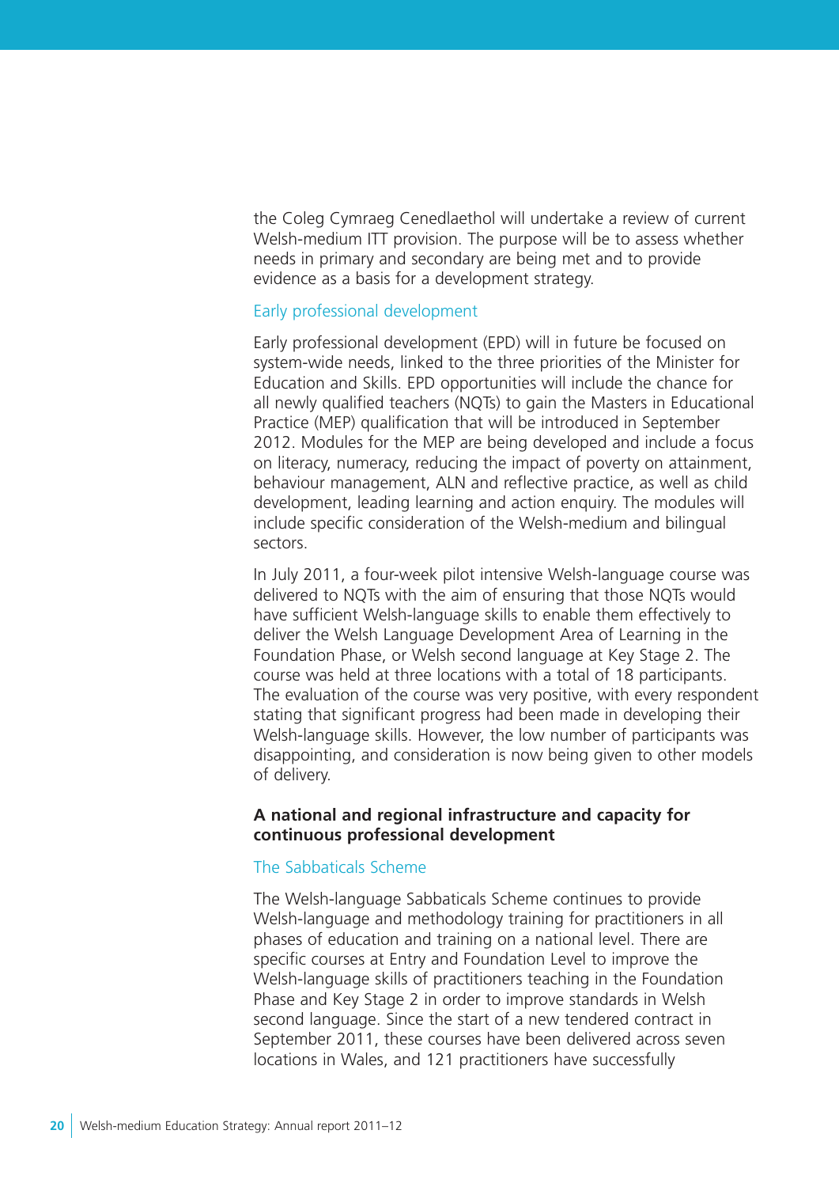the Coleg Cymraeg Cenedlaethol will undertake a review of current Welsh-medium ITT provision. The purpose will be to assess whether needs in primary and secondary are being met and to provide evidence as a basis for a development strategy.

### Early professional development

Early professional development (EPD) will in future be focused on system-wide needs, linked to the three priorities of the Minister for Education and Skills. EPD opportunities will include the chance for all newly qualified teachers (NQTs) to gain the Masters in Educational Practice (MEP) qualification that will be introduced in September 2012. Modules for the MEP are being developed and include a focus on literacy, numeracy, reducing the impact of poverty on attainment, behaviour management, ALN and reflective practice, as well as child development, leading learning and action enquiry. The modules will include specific consideration of the Welsh-medium and bilingual sectors.

In July 2011, a four-week pilot intensive Welsh-language course was delivered to NQTs with the aim of ensuring that those NQTs would have sufficient Welsh-language skills to enable them effectively to deliver the Welsh Language Development Area of Learning in the Foundation Phase, or Welsh second language at Key Stage 2. The course was held at three locations with a total of 18 participants. The evaluation of the course was very positive, with every respondent stating that significant progress had been made in developing their Welsh-language skills. However, the low number of participants was disappointing, and consideration is now being given to other models of delivery.

## A national and regional infrastructure and capacity for continuous professional development

### The Sabbaticals Scheme

The Welsh-language Sabbaticals Scheme continues to provide Welsh-language and methodology training for practitioners in all phases of education and training on a national level. There are specific courses at Entry and Foundation Level to improve the Welsh-language skills of practitioners teaching in the Foundation Phase and Key Stage 2 in order to improve standards in Welsh second language. Since the start of a new tendered contract in September 2011, these courses have been delivered across seven locations in Wales, and 121 practitioners have successfully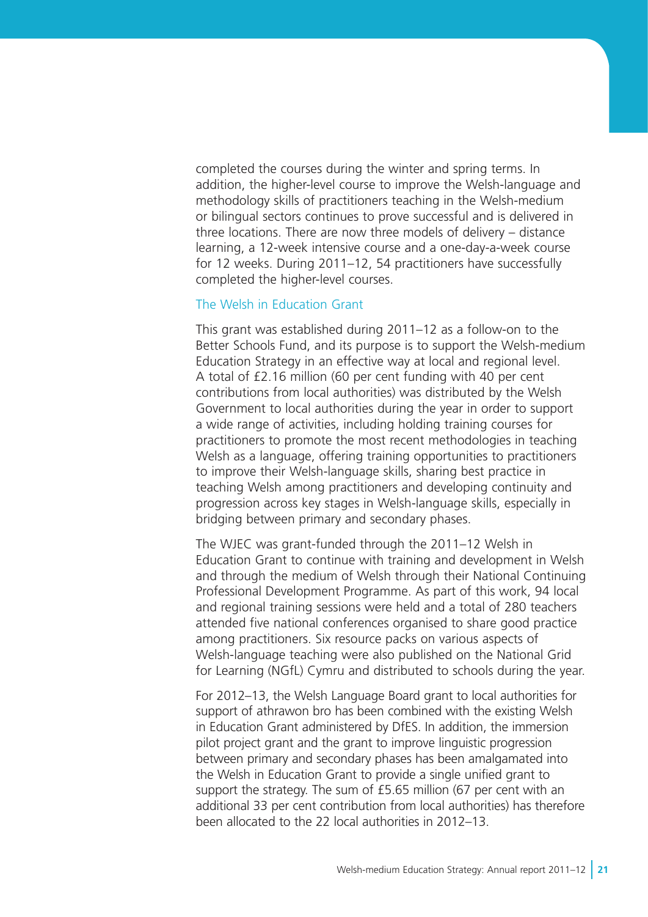completed the courses during the winter and spring terms. In addition, the higher-level course to improve the Welsh-language and methodology skills of practitioners teaching in the Welsh-medium or bilingual sectors continues to prove successful and is delivered in three locations. There are now three models of delivery – distance learning, a 12-week intensive course and a one-day-a-week course for 12 weeks. During 2011–12, 54 practitioners have successfully completed the higher-level courses.

### The Welsh in Education Grant

This grant was established during 2011–12 as a follow-on to the Better Schools Fund, and its purpose is to support the Welsh-medium Education Strategy in an effective way at local and regional level. A total of £2.16 million (60 per cent funding with 40 per cent contributions from local authorities) was distributed by the Welsh Government to local authorities during the year in order to support a wide range of activities, including holding training courses for practitioners to promote the most recent methodologies in teaching Welsh as a language, offering training opportunities to practitioners to improve their Welsh-language skills, sharing best practice in teaching Welsh among practitioners and developing continuity and progression across key stages in Welsh-language skills, especially in bridging between primary and secondary phases.

The WJEC was grant-funded through the 2011–12 Welsh in Education Grant to continue with training and development in Welsh and through the medium of Welsh through their National Continuing Professional Development Programme. As part of this work, 94 local and regional training sessions were held and a total of 280 teachers attended five national conferences organised to share good practice among practitioners. Six resource packs on various aspects of Welsh-language teaching were also published on the National Grid for Learning (NGfL) Cymru and distributed to schools during the year.

For 2012–13, the Welsh Language Board grant to local authorities for support of athrawon bro has been combined with the existing Welsh in Education Grant administered by DfES. In addition, the immersion pilot project grant and the grant to improve linguistic progression between primary and secondary phases has been amalgamated into the Welsh in Education Grant to provide a single unified grant to support the strategy. The sum of £5.65 million (67 per cent with an additional 33 per cent contribution from local authorities) has therefore been allocated to the 22 local authorities in 2012–13.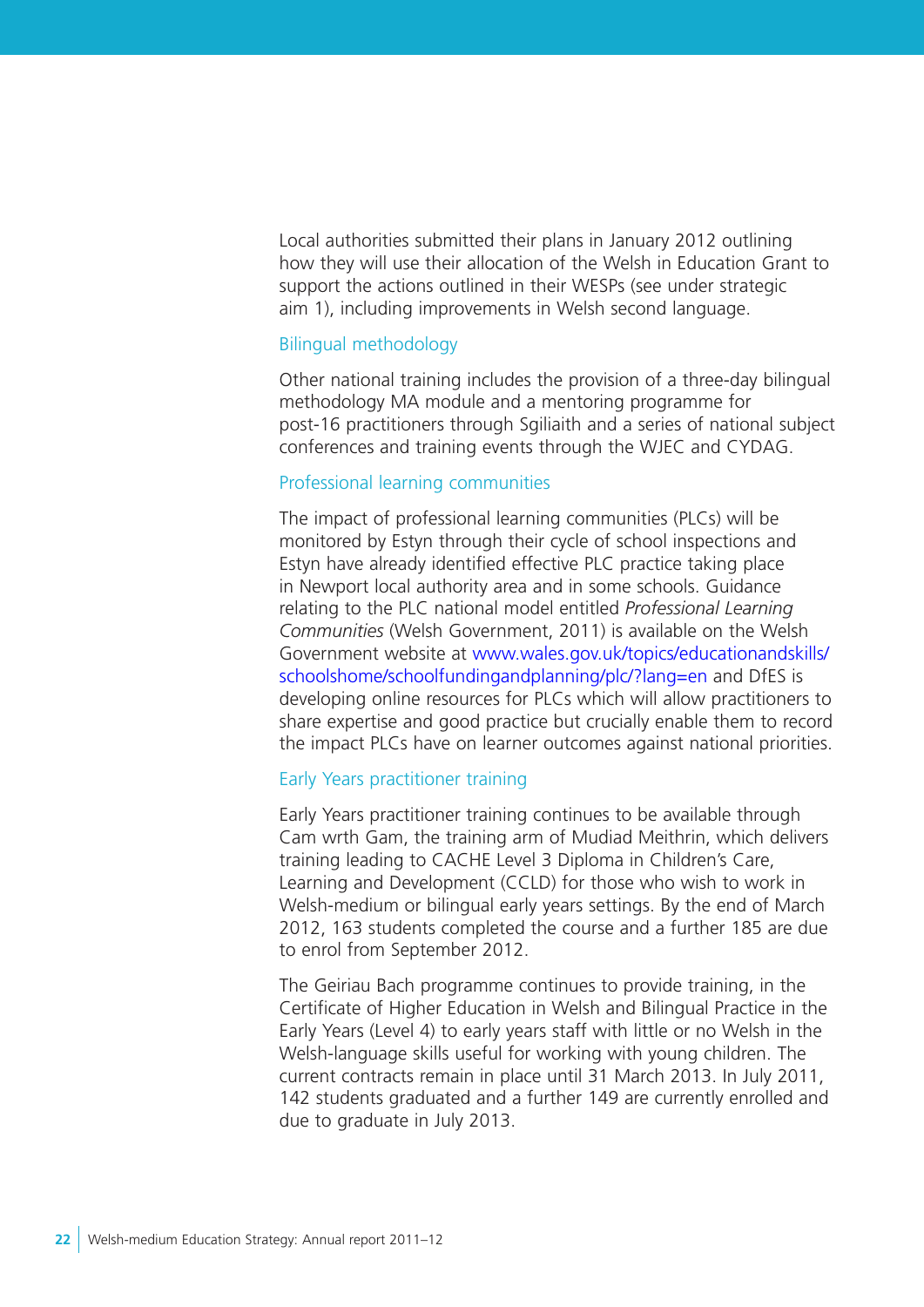Local authorities submitted their plans in January 2012 outlining how they will use their allocation of the Welsh in Education Grant to support the actions outlined in their WESPs (see under strategic aim 1), including improvements in Welsh second language.

### Bilingual methodology

Other national training includes the provision of a three-day bilingual methodology MA module and a mentoring programme for post-16 practitioners through Sgiliaith and a series of national subject conferences and training events through the WJEC and CYDAG.

### Professional learning communities

The impact of professional learning communities (PLCs) will be monitored by Estyn through their cycle of school inspections and Estyn have already identified effective PLC practice taking place in Newport local authority area and in some schools. Guidance relating to the PLC national model entitled *Professional Learning Communities* (Welsh Government, 2011) is available on the Welsh Government website at www.wales.gov.uk/topics/educationandskills/schoolshome/schoolfundingandplanning/plc/?lang=en and DfES is developing online resources for PLCs which will allow practitioners to share expertise and good practice but crucially enable them to record the impact PLCs have on learner outcomes against national priorities.

### Early Years practitioner training

Early Years practitioner training continues to be available through Cam wrth Gam, the training arm of Mudiad Meithrin, which delivers training leading to CACHE Level 3 Diploma in Children's Care, Learning and Development (CCLD) for those who wish to work in Welsh-medium or bilingual early years settings. By the end of March 2012, 163 students completed the course and a further 185 are due to enrol from September 2012.

The Geiriau Bach programme continues to provide training, in the Certificate of Higher Education in Welsh and Bilingual Practice in the Early Years (Level 4) to early years staff with little or no Welsh in the Welsh-language skills useful for working with young children. The current contracts remain in place until 31 March 2013. In July 2011, 142 students graduated and a further 149 are currently enrolled and due to graduate in July 2013.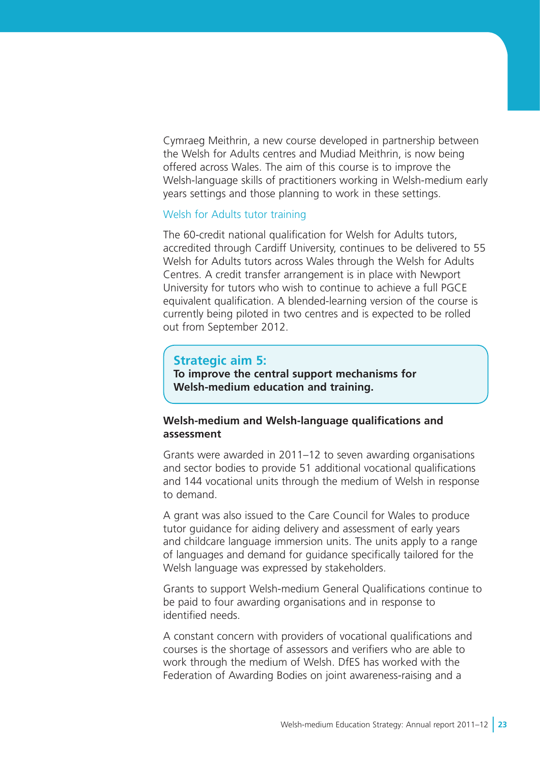Cymraeg Meithrin, a new course developed in partnership between the Welsh for Adults centres and Mudiad Meithrin, is now being offered across Wales. The aim of this course is to improve the Welsh-language skills of practitioners working in Welsh-medium early years settings and those planning to work in these settings.

### Welsh for Adults tutor training

The 60-credit national qualification for Welsh for Adults tutors, accredited through Cardiff University, continues to be delivered to 55 Welsh for Adults tutors across Wales through the Welsh for Adults Centres. A credit transfer arrangement is in place with Newport University for tutors who wish to continue to achieve a full PGCE equivalent qualification. A blended-learning version of the course is currently being piloted in two centres and is expected to be rolled out from September 2012.

## Strategic aim 5:

**To improve the central support mechanisms for Welsh-medium education and training.**

### Welsh-medium and Welsh-language qualifications and assessment

Grants were awarded in 2011–12 to seven awarding organisations and sector bodies to provide 51 additional vocational qualifications and 144 vocational units through the medium of Welsh in response to demand.

A grant was also issued to the Care Council for Wales to produce tutor guidance for aiding delivery and assessment of early years and childcare language immersion units. The units apply to a range of languages and demand for guidance specifically tailored for the Welsh language was expressed by stakeholders.

Grants to support Welsh-medium General Qualifications continue to be paid to four awarding organisations and in response to identified needs.

A constant concern with providers of vocational qualifications and courses is the shortage of assessors and verifiers who are able to work through the medium of Welsh. DfES has worked with the Federation of Awarding Bodies on joint awareness-raising and a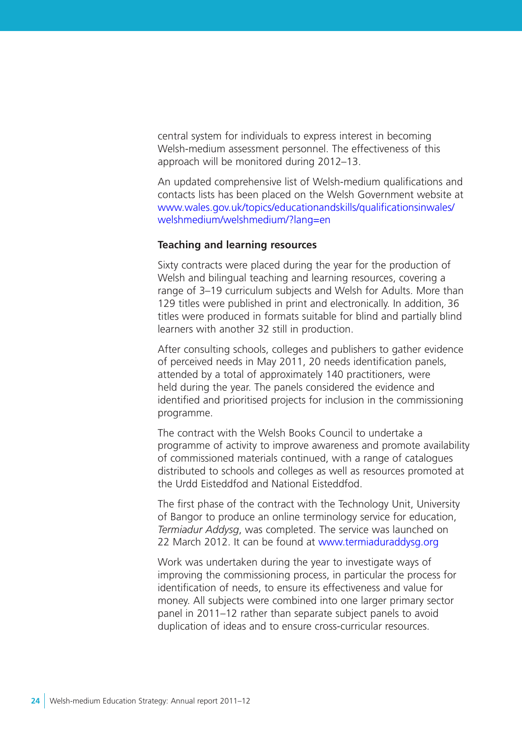central system for individuals to express interest in becoming Welsh-medium assessment personnel. The effectiveness of this approach will be monitored during 2012–13.

An updated comprehensive list of Welsh-medium qualifications and contacts lists has been placed on the Welsh Government website at www.wales.gov.uk/topics/educationandskills/qualificationsinwales/welshmedium/welshmedium/?lang=en

### Teaching and learning resources

Sixty contracts were placed during the year for the production of Welsh and bilingual teaching and learning resources, covering a range of 3–19 curriculum subjects and Welsh for Adults. More than 129 titles were published in print and electronically. In addition, 36 titles were produced in formats suitable for blind and partially blind learners with another 32 still in production.

After consulting schools, colleges and publishers to gather evidence of perceived needs in May 2011, 20 needs identification panels, attended by a total of approximately 140 practitioners, were held during the year. The panels considered the evidence and identified and prioritised projects for inclusion in the commissioning programme.

The contract with the Welsh Books Council to undertake a programme of activity to improve awareness and promote availability of commissioned materials continued, with a range of catalogues distributed to schools and colleges as well as resources promoted at the Urdd Eisteddfod and National Eisteddfod.

The first phase of the contract with the Technology Unit, University of Bangor to produce an online terminology service for education, *Termiadur Addysg*, was completed. The service was launched on 22 March 2012. It can be found at www.termiaduraddysg.org

Work was undertaken during the year to investigate ways of improving the commissioning process, in particular the process for identification of needs, to ensure its effectiveness and value for money. All subjects were combined into one larger primary sector panel in 2011–12 rather than separate subject panels to avoid duplication of ideas and to ensure cross-curricular resources.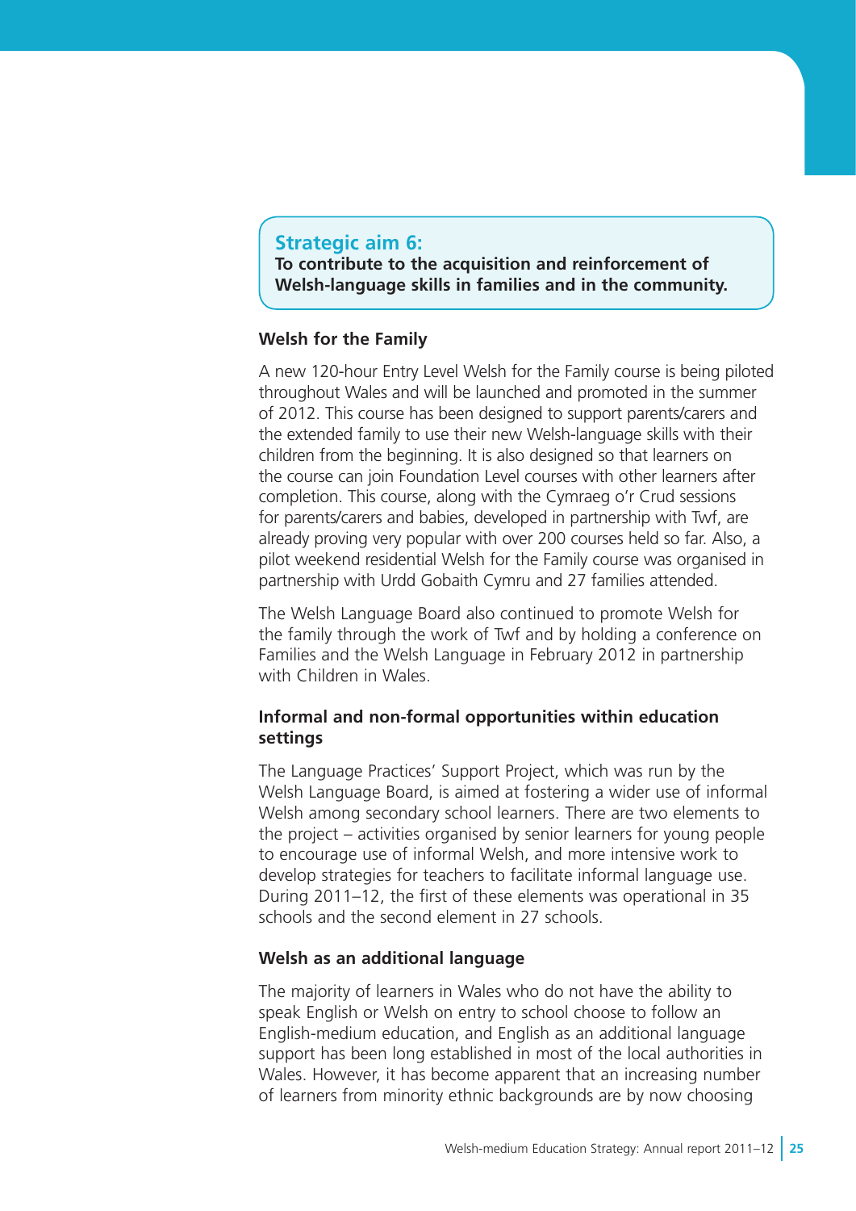## Strategic aim 6:

**To contribute to the acquisition and reinforcement of Welsh-language skills in families and in the community.**

### Welsh for the Family

A new 120-hour Entry Level Welsh for the Family course is being piloted throughout Wales and will be launched and promoted in the summer of 2012. This course has been designed to support parents/carers and the extended family to use their new Welsh-language skills with their children from the beginning. It is also designed so that learners on the course can join Foundation Level courses with other learners after completion. This course, along with the Cymraeg o'r Crud sessions for parents/carers and babies, developed in partnership with Twf, are already proving very popular with over 200 courses held so far. Also, a pilot weekend residential Welsh for the Family course was organised in partnership with Urdd Gobaith Cymru and 27 families attended.

The Welsh Language Board also continued to promote Welsh for the family through the work of Twf and by holding a conference on Families and the Welsh Language in February 2012 in partnership with Children in Wales.

### Informal and non-formal opportunities within education settings

The Language Practices' Support Project, which was run by the Welsh Language Board, is aimed at fostering a wider use of informal Welsh among secondary school learners. There are two elements to the project – activities organised by senior learners for young people to encourage use of informal Welsh, and more intensive work to develop strategies for teachers to facilitate informal language use. During 2011–12, the first of these elements was operational in 35 schools and the second element in 27 schools.

### Welsh as an additional language

The majority of learners in Wales who do not have the ability to speak English or Welsh on entry to school choose to follow an English-medium education, and English as an additional language support has been long established in most of the local authorities in Wales. However, it has become apparent that an increasing number of learners from minority ethnic backgrounds are by now choosing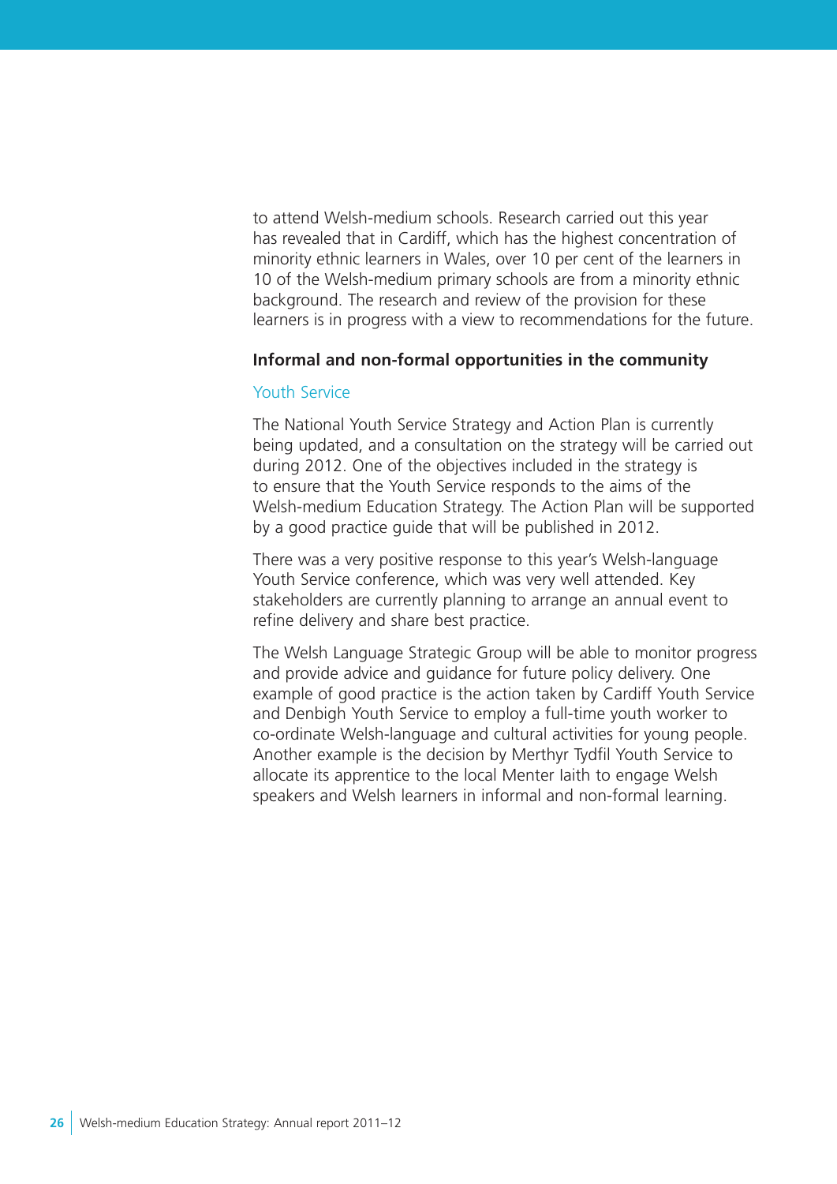to attend Welsh-medium schools. Research carried out this year has revealed that in Cardiff, which has the highest concentration of minority ethnic learners in Wales, over 10 per cent of the learners in 10 of the Welsh-medium primary schools are from a minority ethnic background. The research and review of the provision for these learners is in progress with a view to recommendations for the future.

**Informal and non-formal opportunities in the community**

### Youth Service

The National Youth Service Strategy and Action Plan is currently being updated, and a consultation on the strategy will be carried out during 2012. One of the objectives included in the strategy is to ensure that the Youth Service responds to the aims of the Welsh-medium Education Strategy. The Action Plan will be supported by a good practice guide that will be published in 2012.

There was a very positive response to this year's Welsh-language Youth Service conference, which was very well attended. Key stakeholders are currently planning to arrange an annual event to refine delivery and share best practice.

The Welsh Language Strategic Group will be able to monitor progress and provide advice and guidance for future policy delivery. One example of good practice is the action taken by Cardiff Youth Service and Denbigh Youth Service to employ a full-time youth worker to co-ordinate Welsh-language and cultural activities for young people. Another example is the decision by Merthyr Tydfil Youth Service to allocate its apprentice to the local Menter Iaith to engage Welsh speakers and Welsh learners in informal and non-formal learning.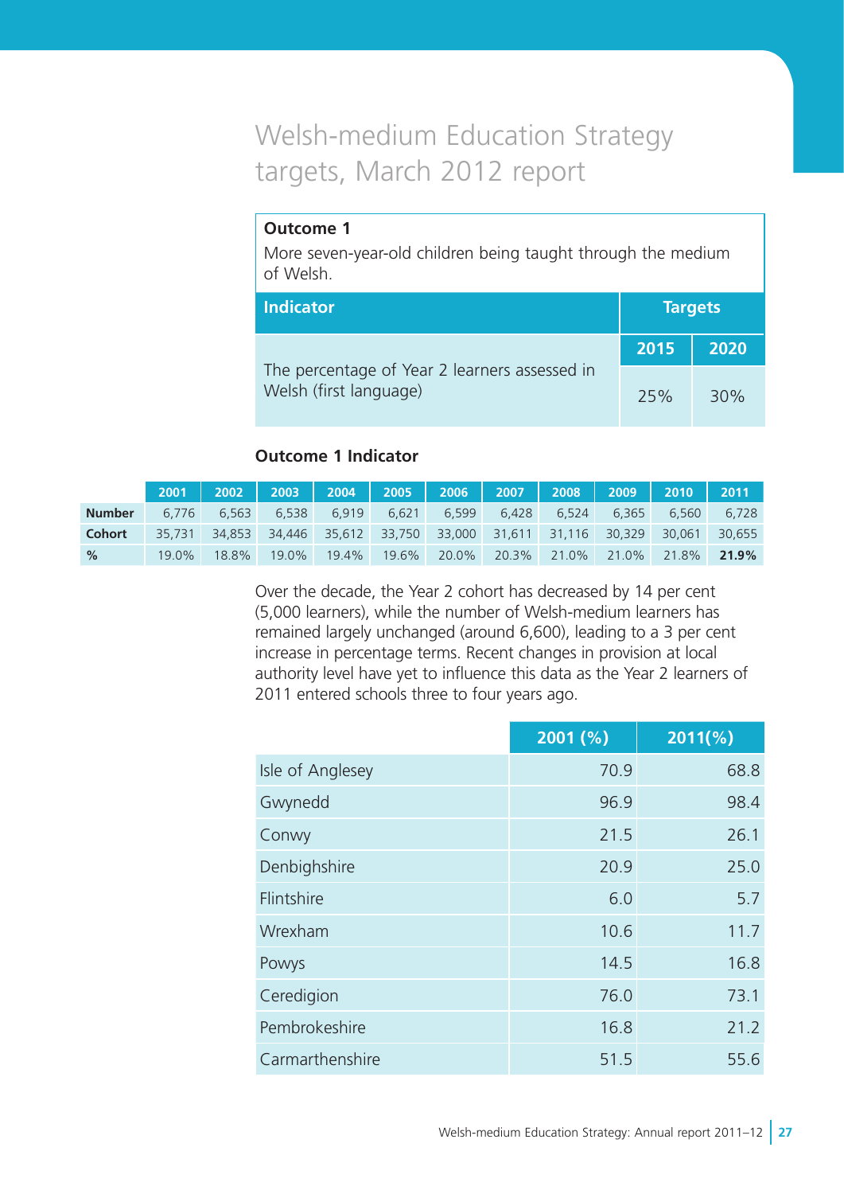# Welsh-medium Education Strategy targets, March 2012 report

**Outcome 1**

More seven-year-old children being taught through the medium of Welsh.

| Indicator | Targets | |
|---|---|---|
| | 2015 | 2020 |
| The percentage of Year 2 learners assessed in Welsh (first language) | 25% | 30% |

### Outcome 1 Indicator

| | 2001 | 2002 | 2003 | 2004 | 2005 | 2006 | 2007 | 2008 | 2009 | 2010 | 2011 |
|---|---|---|---|---|---|---|---|---|---|---|---|
| **Number** | 6,776 | 6,563 | 6,538 | 6,919 | 6,621 | 6,599 | 6,428 | 6,524 | 6,365 | 6,560 | 6,728 |
| **Cohort** | 35,731 | 34,853 | 34,446 | 35,612 | 33,750 | 33,000 | 31,611 | 31,116 | 30,329 | 30,061 | 30,655 |
| **%** | 19.0% | 18.8% | 19.0% | 19.4% | 19.6% | 20.0% | 20.3% | 21.0% | 21.0% | 21.8% | **21.9%** |

Over the decade, the Year 2 cohort has decreased by 14 per cent (5,000 learners), while the number of Welsh-medium learners has remained largely unchanged (around 6,600), leading to a 3 per cent increase in percentage terms. Recent changes in provision at local authority level have yet to influence this data as the Year 2 learners of 2011 entered schools three to four years ago.

| | 2001 (%) | 2011(%) |
|---|---|---|
| Isle of Anglesey | 70.9 | 68.8 |
| Gwynedd | 96.9 | 98.4 |
| Conwy | 21.5 | 26.1 |
| Denbighshire | 20.9 | 25.0 |
| Flintshire | 6.0 | 5.7 |
| Wrexham | 10.6 | 11.7 |
| Powys | 14.5 | 16.8 |
| Ceredigion | 76.0 | 73.1 |
| Pembrokeshire | 16.8 | 21.2 |
| Carmarthenshire | 51.5 | 55.6 |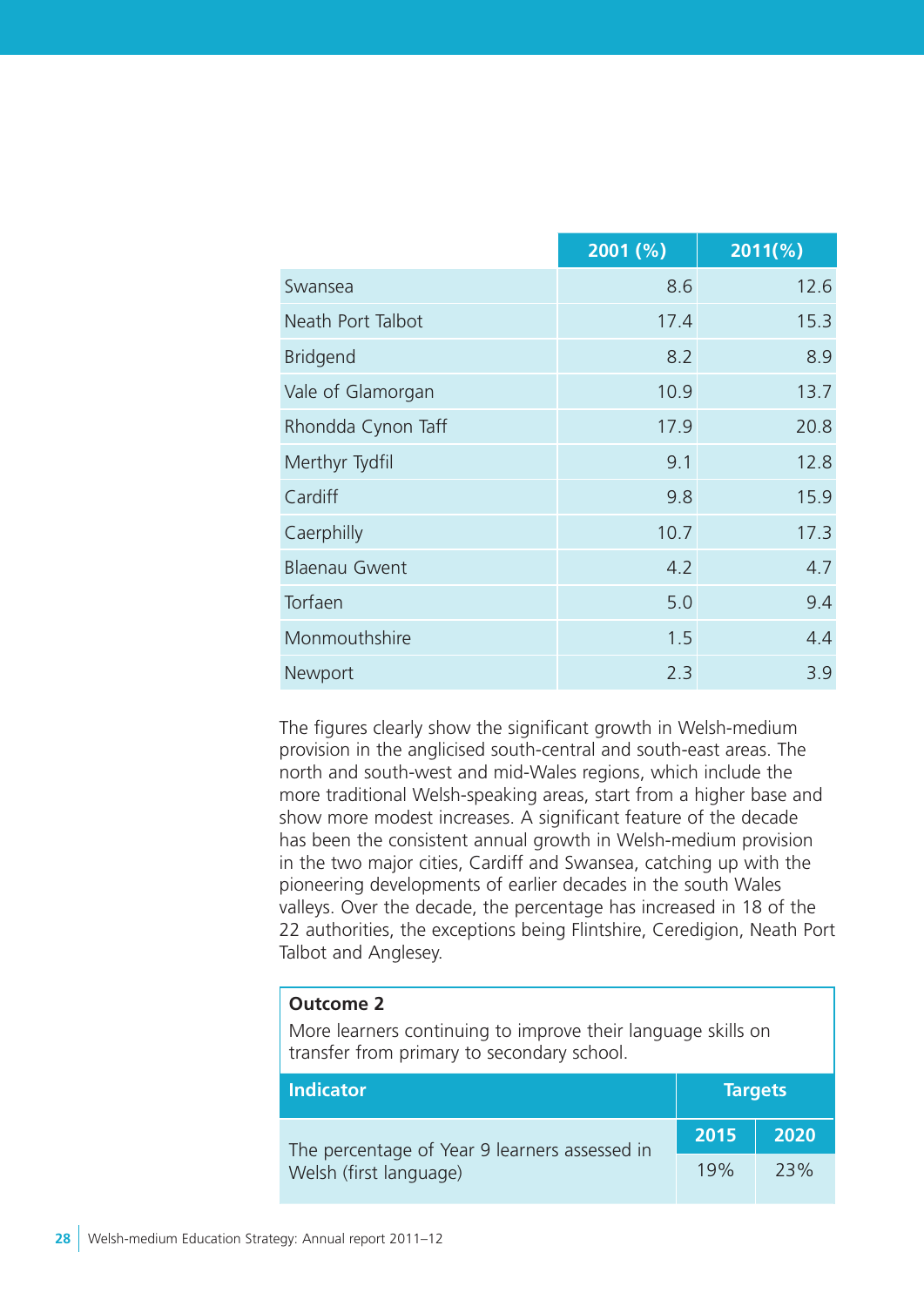| | 2001 (%) | 2011(%) |
|---|---|---|
| Swansea | 8.6 | 12.6 |
| Neath Port Talbot | 17.4 | 15.3 |
| Bridgend | 8.2 | 8.9 |
| Vale of Glamorgan | 10.9 | 13.7 |
| Rhondda Cynon Taff | 17.9 | 20.8 |
| Merthyr Tydfil | 9.1 | 12.8 |
| Cardiff | 9.8 | 15.9 |
| Caerphilly | 10.7 | 17.3 |
| Blaenau Gwent | 4.2 | 4.7 |
| Torfaen | 5.0 | 9.4 |
| Monmouthshire | 1.5 | 4.4 |
| Newport | 2.3 | 3.9 |

The figures clearly show the significant growth in Welsh-medium provision in the anglicised south-central and south-east areas. The north and south-west and mid-Wales regions, which include the more traditional Welsh-speaking areas, start from a higher base and show more modest increases. A significant feature of the decade has been the consistent annual growth in Welsh-medium provision in the two major cities, Cardiff and Swansea, catching up with the pioneering developments of earlier decades in the south Wales valleys. Over the decade, the percentage has increased in 18 of the 22 authorities, the exceptions being Flintshire, Ceredigion, Neath Port Talbot and Anglesey.

**Outcome 2**

More learners continuing to improve their language skills on transfer from primary to secondary school.

| Indicator | Targets | |
|---|---|---|
| | 2015 | 2020 |
| The percentage of Year 9 learners assessed in Welsh (first language) | 19% | 23% |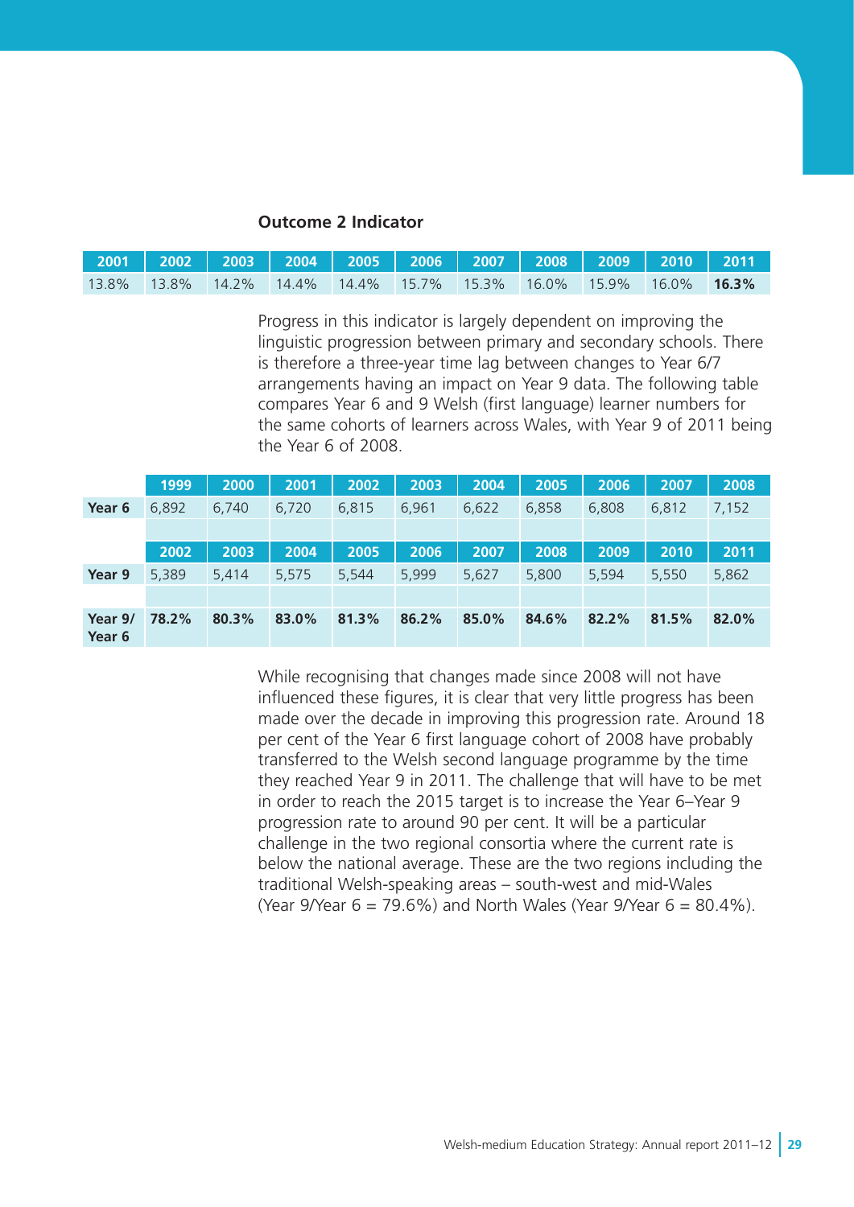**Outcome 2 Indicator**

| 2001 | 2002 | 2003 | 2004 | 2005 | 2006 | 2007 | 2008 | 2009 | 2010 | 2011 |
|---|---|---|---|---|---|---|---|---|---|---|
| 13.8% | 13.8% | 14.2% | 14.4% | 14.4% | 15.7% | 15.3% | 16.0% | 15.9% | 16.0% | **16.3%** |

Progress in this indicator is largely dependent on improving the linguistic progression between primary and secondary schools. There is therefore a three-year time lag between changes to Year 6/7 arrangements having an impact on Year 9 data. The following table compares Year 6 and 9 Welsh (first language) learner numbers for the same cohorts of learners across Wales, with Year 9 of 2011 being the Year 6 of 2008.

| | 1999 | 2000 | 2001 | 2002 | 2003 | 2004 | 2005 | 2006 | 2007 | 2008 |
|---|---|---|---|---|---|---|---|---|---|---|
| **Year 6** | 6,892 | 6,740 | 6,720 | 6,815 | 6,961 | 6,622 | 6,858 | 6,808 | 6,812 | 7,152 |
| | | | | | | | | | | |
| | **2002** | **2003** | **2004** | **2005** | **2006** | **2007** | **2008** | **2009** | **2010** | **2011** |
| **Year 9** | 5,389 | 5,414 | 5,575 | 5,544 | 5,999 | 5,627 | 5,800 | 5,594 | 5,550 | 5,862 |
| | | | | | | | | | | |
| **Year 9/ Year 6** | **78.2%** | **80.3%** | **83.0%** | **81.3%** | **86.2%** | **85.0%** | **84.6%** | **82.2%** | **81.5%** | **82.0%** |

While recognising that changes made since 2008 will not have influenced these figures, it is clear that very little progress has been made over the decade in improving this progression rate. Around 18 per cent of the Year 6 first language cohort of 2008 have probably transferred to the Welsh second language programme by the time they reached Year 9 in 2011. The challenge that will have to be met in order to reach the 2015 target is to increase the Year 6–Year 9 progression rate to around 90 per cent. It will be a particular challenge in the two regional consortia where the current rate is below the national average. These are the two regions including the traditional Welsh-speaking areas – south-west and mid-Wales (Year 9/Year 6 = 79.6%) and North Wales (Year 9/Year 6 = 80.4%).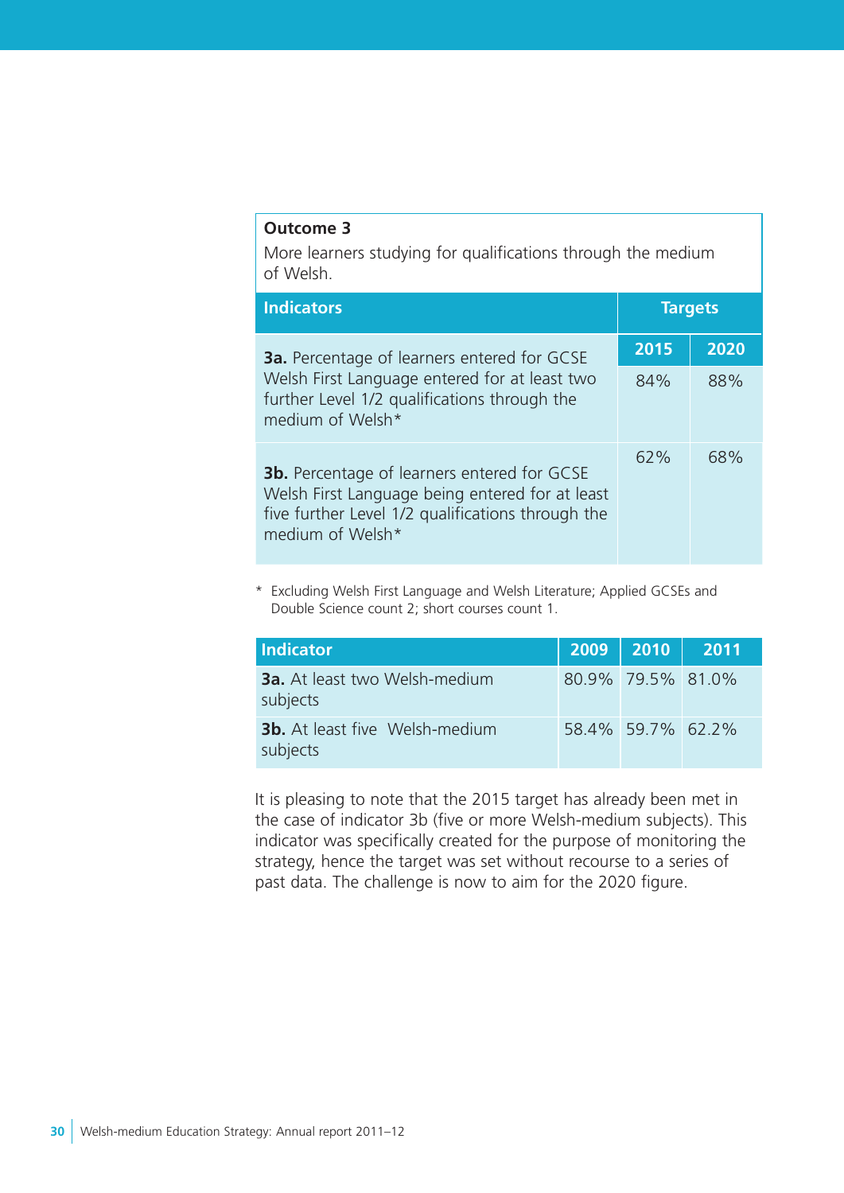**Outcome 3**

More learners studying for qualifications through the medium of Welsh.

| Indicators | Targets | |
|---|---|---|
| | **2015** | **2020** |
| **3a.** Percentage of learners entered for GCSE Welsh First Language entered for at least two further Level 1/2 qualifications through the medium of Welsh* | 84% | 88% |
| **3b.** Percentage of learners entered for GCSE Welsh First Language being entered for at least five further Level 1/2 qualifications through the medium of Welsh* | 62% | 68% |

\* Excluding Welsh First Language and Welsh Literature; Applied GCSEs and Double Science count 2; short courses count 1.

| Indicator | 2009 | 2010 | 2011 |
|---|---|---|---|
| **3a.** At least two Welsh-medium subjects | 80.9% | 79.5% | 81.0% |
| **3b.** At least five Welsh-medium subjects | 58.4% | 59.7% | 62.2% |

It is pleasing to note that the 2015 target has already been met in the case of indicator 3b (five or more Welsh-medium subjects). This indicator was specifically created for the purpose of monitoring the strategy, hence the target was set without recourse to a series of past data. The challenge is now to aim for the 2020 figure.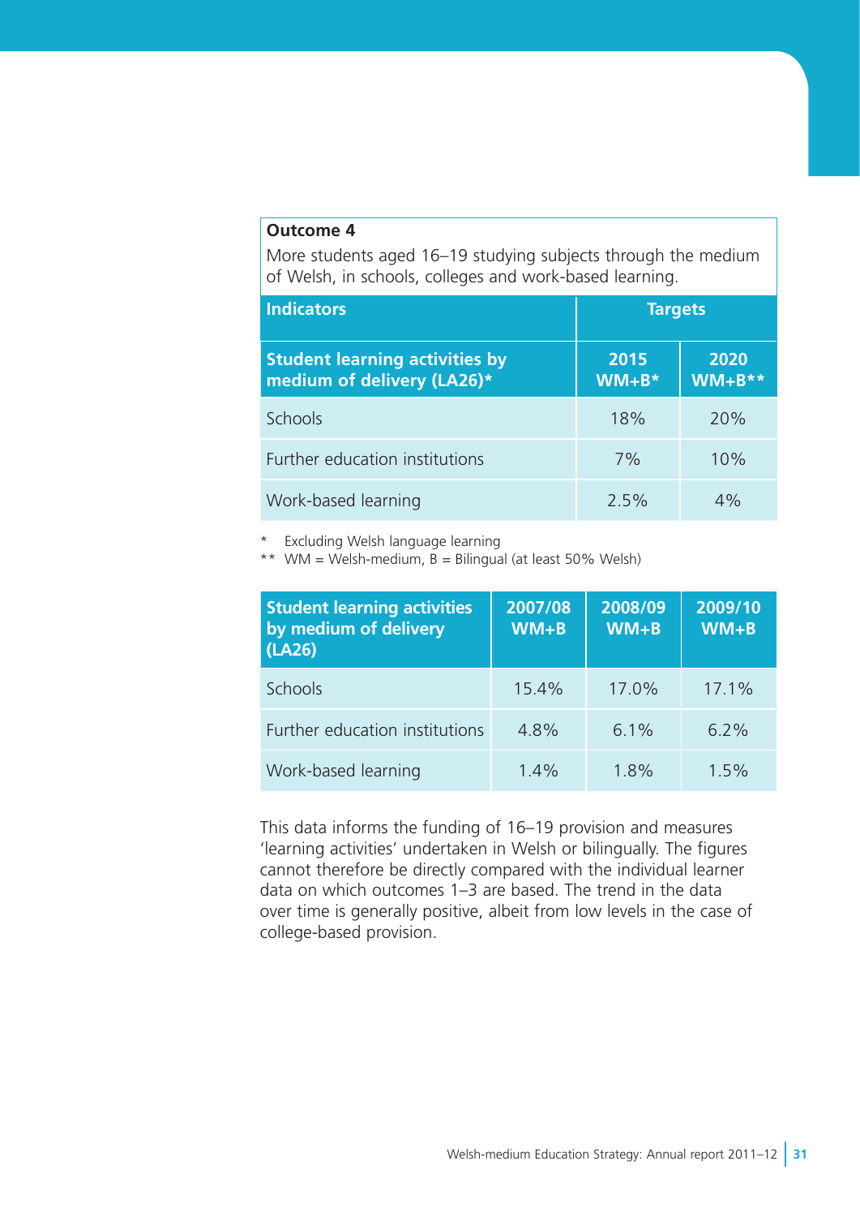**Outcome 4**

More students aged 16–19 studying subjects through the medium of Welsh, in schools, colleges and work-based learning.

| Indicators | Targets | |
|---|---|---|
| **Student learning activities by medium of delivery (LA26)*** | **2015 WM+B*** | **2020 WM+B**** |
| Schools | 18% | 20% |
| Further education institutions | 7% | 10% |
| Work-based learning | 2.5% | 4% |

\* Excluding Welsh language learning

** WM = Welsh-medium, B = Bilingual (at least 50% Welsh)

| Student learning activities by medium of delivery (LA26) | 2007/08 WM+B | 2008/09 WM+B | 2009/10 WM+B |
|---|---|---|---|
| Schools | 15.4% | 17.0% | 17.1% |
| Further education institutions | 4.8% | 6.1% | 6.2% |
| Work-based learning | 1.4% | 1.8% | 1.5% |

This data informs the funding of 16–19 provision and measures 'learning activities' undertaken in Welsh or bilingually. The figures cannot therefore be directly compared with the individual learner data on which outcomes 1–3 are based. The trend in the data over time is generally positive, albeit from low levels in the case of college-based provision.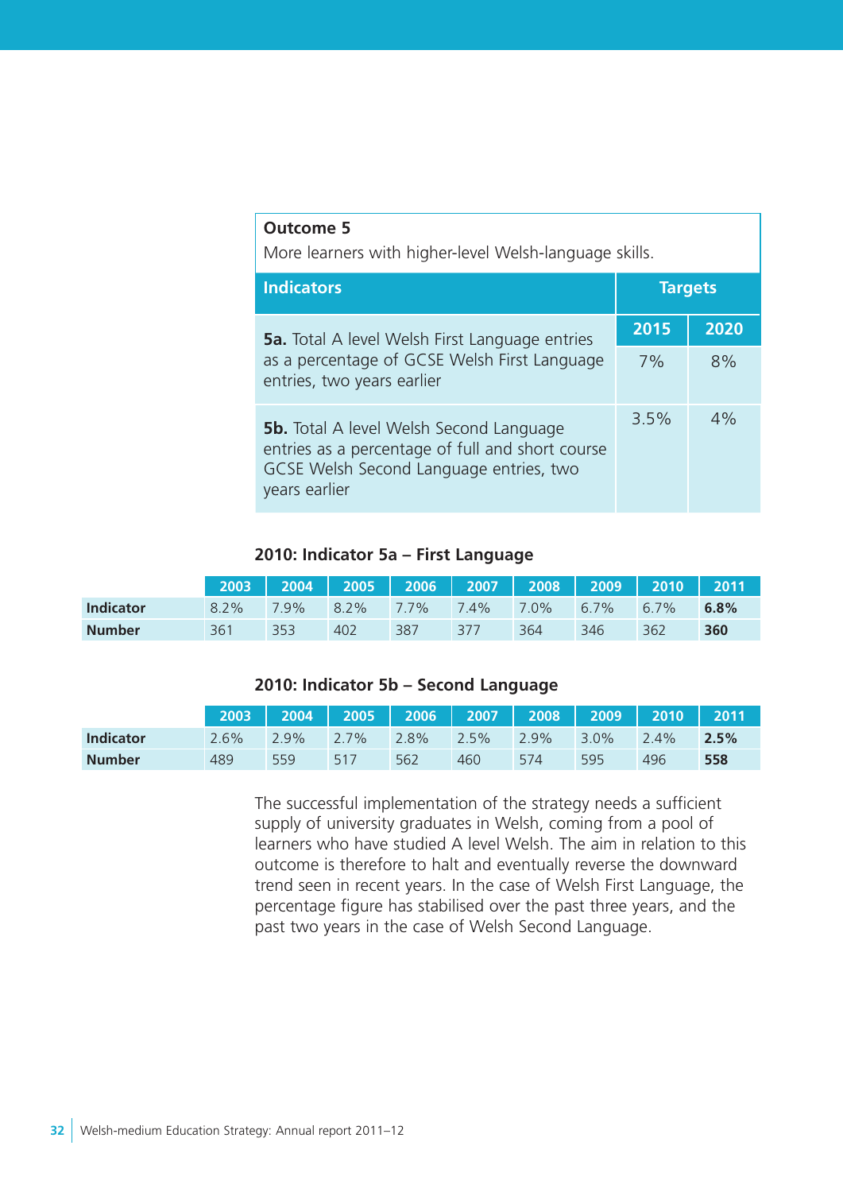| Outcome 5<br>More learners with higher-level Welsh-language skills. | | |
|---|---|---|
| **Indicators** | **Targets** | |
| | **2015** | **2020** |
| **5a.** Total A level Welsh First Language entries as a percentage of GCSE Welsh First Language entries, two years earlier | 7% | 8% |
| **5b.** Total A level Welsh Second Language entries as a percentage of full and short course GCSE Welsh Second Language entries, two years earlier | 3.5% | 4% |

### 2010: Indicator 5a – First Language

| | 2003 | 2004 | 2005 | 2006 | 2007 | 2008 | 2009 | 2010 | 2011 |
|---|---|---|---|---|---|---|---|---|---|
| **Indicator** | 8.2% | 7.9% | 8.2% | 7.7% | 7.4% | 7.0% | 6.7% | 6.7% | **6.8%** |
| **Number** | 361 | 353 | 402 | 387 | 377 | 364 | 346 | 362 | **360** |

### 2010: Indicator 5b – Second Language

| | 2003 | 2004 | 2005 | 2006 | 2007 | 2008 | 2009 | 2010 | 2011 |
|---|---|---|---|---|---|---|---|---|---|
| **Indicator** | 2.6% | 2.9% | 2.7% | 2.8% | 2.5% | 2.9% | 3.0% | 2.4% | **2.5%** |
| **Number** | 489 | 559 | 517 | 562 | 460 | 574 | 595 | 496 | **558** |

The successful implementation of the strategy needs a sufficient supply of university graduates in Welsh, coming from a pool of learners who have studied A level Welsh. The aim in relation to this outcome is therefore to halt and eventually reverse the downward trend seen in recent years. In the case of Welsh First Language, the percentage figure has stabilised over the past three years, and the past two years in the case of Welsh Second Language.